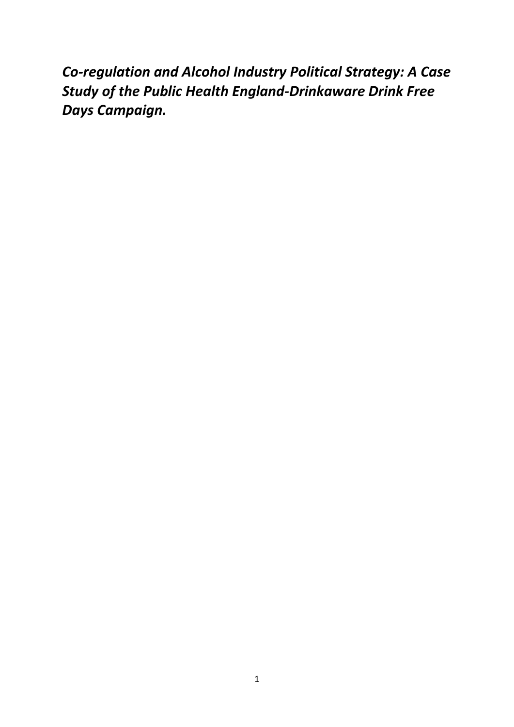# ***Co-regulation and Alcohol Industry Political Strategy: A Case Study of the Public Health England-Drinkaware Drink Free Days Campaign.***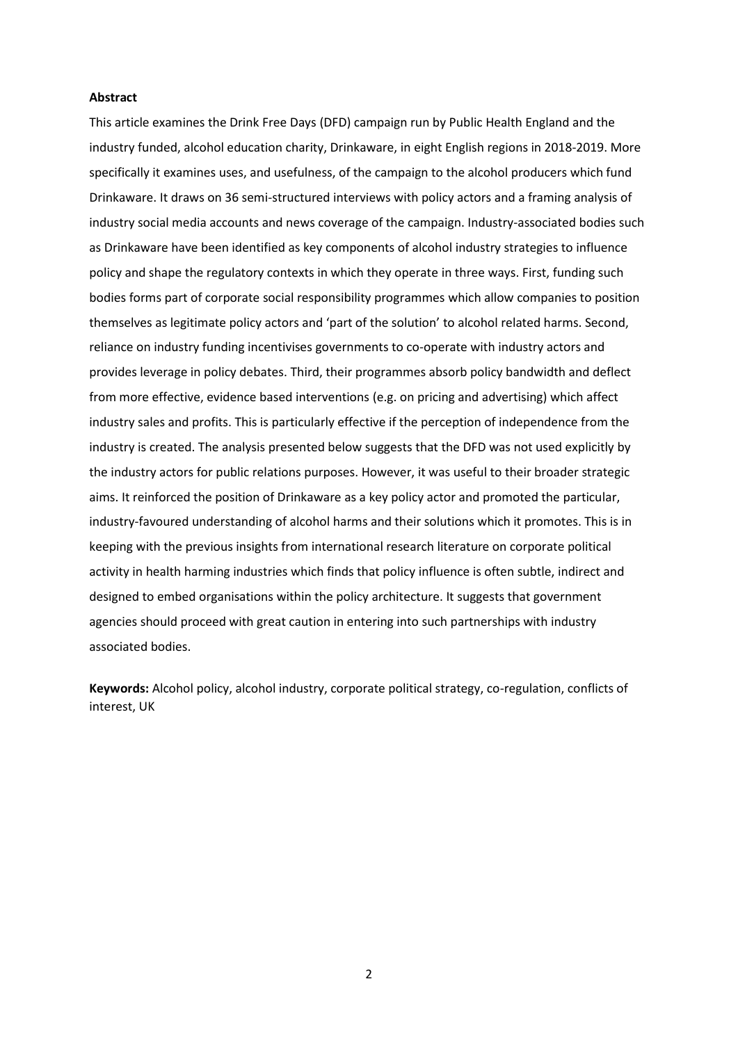**Abstract**

This article examines the Drink Free Days (DFD) campaign run by Public Health England and the industry funded, alcohol education charity, Drinkaware, in eight English regions in 2018-2019. More specifically it examines uses, and usefulness, of the campaign to the alcohol producers which fund Drinkaware. It draws on 36 semi-structured interviews with policy actors and a framing analysis of industry social media accounts and news coverage of the campaign. Industry-associated bodies such as Drinkaware have been identified as key components of alcohol industry strategies to influence policy and shape the regulatory contexts in which they operate in three ways. First, funding such bodies forms part of corporate social responsibility programmes which allow companies to position themselves as legitimate policy actors and 'part of the solution' to alcohol related harms. Second, reliance on industry funding incentivises governments to co-operate with industry actors and provides leverage in policy debates. Third, their programmes absorb policy bandwidth and deflect from more effective, evidence based interventions (e.g. on pricing and advertising) which affect industry sales and profits. This is particularly effective if the perception of independence from the industry is created. The analysis presented below suggests that the DFD was not used explicitly by the industry actors for public relations purposes. However, it was useful to their broader strategic aims. It reinforced the position of Drinkaware as a key policy actor and promoted the particular, industry-favoured understanding of alcohol harms and their solutions which it promotes. This is in keeping with the previous insights from international research literature on corporate political activity in health harming industries which finds that policy influence is often subtle, indirect and designed to embed organisations within the policy architecture. It suggests that government agencies should proceed with great caution in entering into such partnerships with industry associated bodies.

**Keywords:** Alcohol policy, alcohol industry, corporate political strategy, co-regulation, conflicts of interest, UK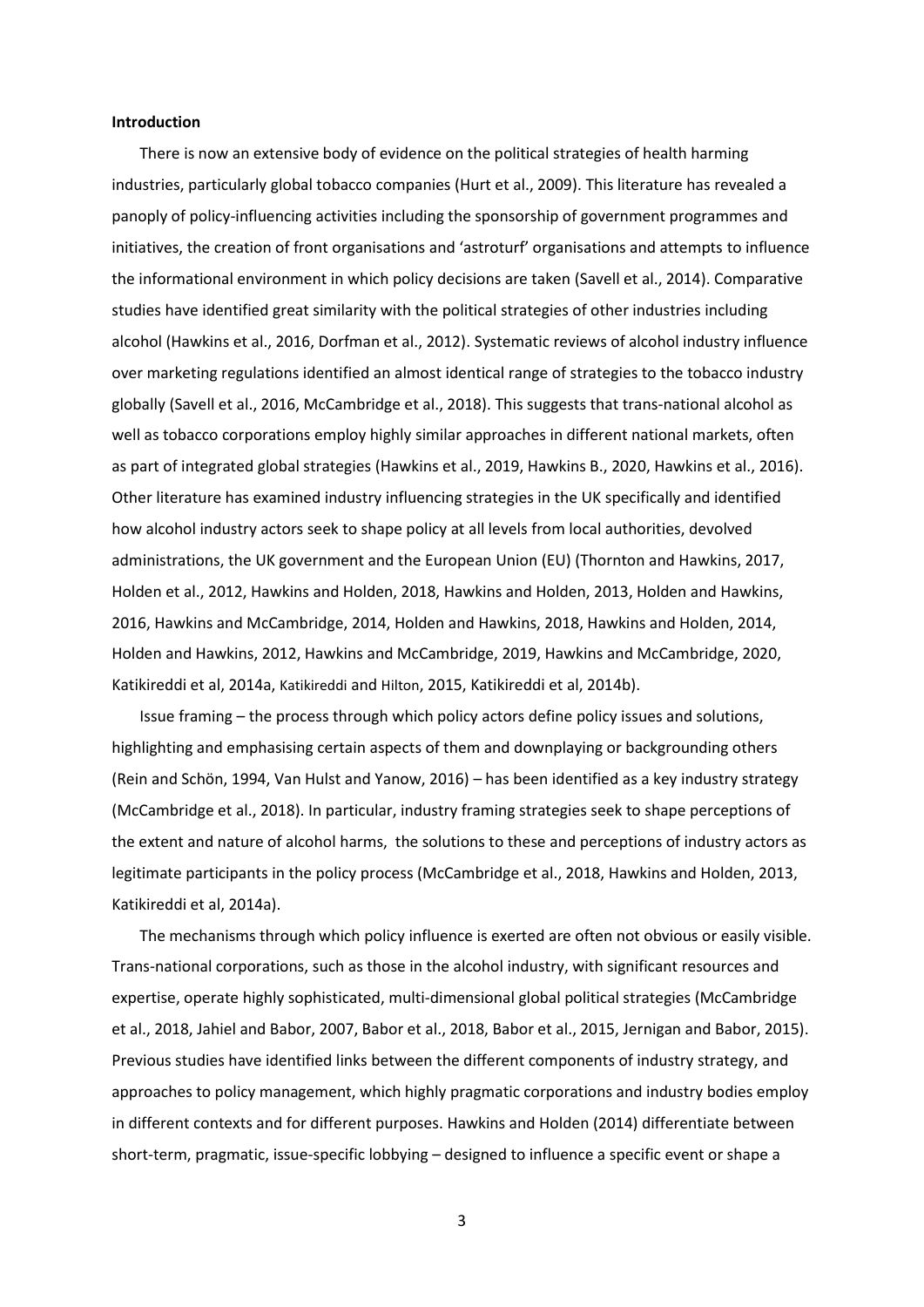**Introduction**

There is now an extensive body of evidence on the political strategies of health harming industries, particularly global tobacco companies (Hurt et al., 2009). This literature has revealed a panoply of policy-influencing activities including the sponsorship of government programmes and initiatives, the creation of front organisations and 'astroturf' organisations and attempts to influence the informational environment in which policy decisions are taken (Savell et al., 2014). Comparative studies have identified great similarity with the political strategies of other industries including alcohol (Hawkins et al., 2016, Dorfman et al., 2012). Systematic reviews of alcohol industry influence over marketing regulations identified an almost identical range of strategies to the tobacco industry globally (Savell et al., 2016, McCambridge et al., 2018). This suggests that trans-national alcohol as well as tobacco corporations employ highly similar approaches in different national markets, often as part of integrated global strategies (Hawkins et al., 2019, Hawkins B., 2020, Hawkins et al., 2016). Other literature has examined industry influencing strategies in the UK specifically and identified how alcohol industry actors seek to shape policy at all levels from local authorities, devolved administrations, the UK government and the European Union (EU) (Thornton and Hawkins, 2017, Holden et al., 2012, Hawkins and Holden, 2018, Hawkins and Holden, 2013, Holden and Hawkins, 2016, Hawkins and McCambridge, 2014, Holden and Hawkins, 2018, Hawkins and Holden, 2014, Holden and Hawkins, 2012, Hawkins and McCambridge, 2019, Hawkins and McCambridge, 2020, Katikireddi et al, 2014a, Katikireddi and Hilton, 2015, Katikireddi et al, 2014b).

Issue framing – the process through which policy actors define policy issues and solutions, highlighting and emphasising certain aspects of them and downplaying or backgrounding others (Rein and Schön, 1994, Van Hulst and Yanow, 2016) – has been identified as a key industry strategy (McCambridge et al., 2018). In particular, industry framing strategies seek to shape perceptions of the extent and nature of alcohol harms, the solutions to these and perceptions of industry actors as legitimate participants in the policy process (McCambridge et al., 2018, Hawkins and Holden, 2013, Katikireddi et al, 2014a).

The mechanisms through which policy influence is exerted are often not obvious or easily visible. Trans-national corporations, such as those in the alcohol industry, with significant resources and expertise, operate highly sophisticated, multi-dimensional global political strategies (McCambridge et al., 2018, Jahiel and Babor, 2007, Babor et al., 2018, Babor et al., 2015, Jernigan and Babor, 2015). Previous studies have identified links between the different components of industry strategy, and approaches to policy management, which highly pragmatic corporations and industry bodies employ in different contexts and for different purposes. Hawkins and Holden (2014) differentiate between short-term, pragmatic, issue-specific lobbying – designed to influence a specific event or shape a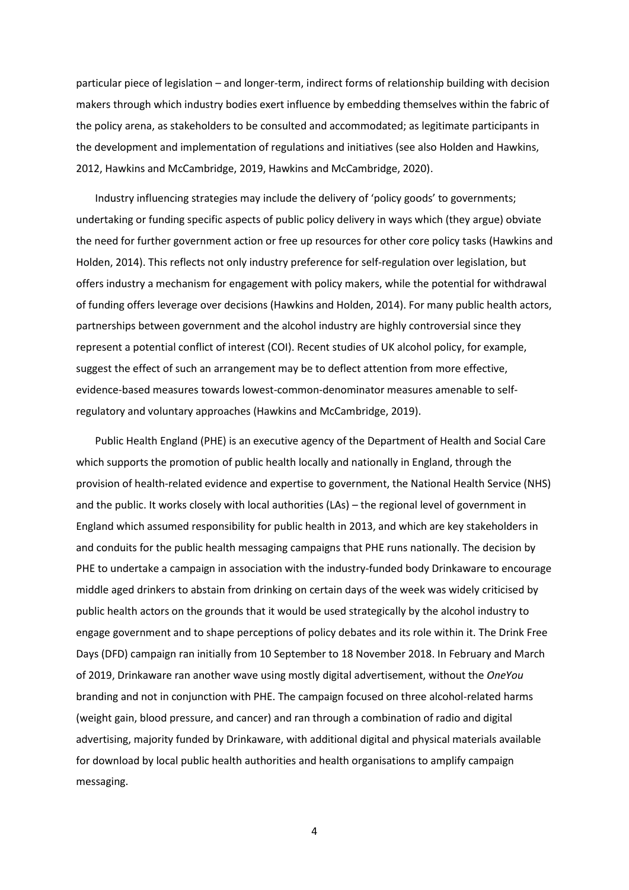particular piece of legislation – and longer-term, indirect forms of relationship building with decision makers through which industry bodies exert influence by embedding themselves within the fabric of the policy arena, as stakeholders to be consulted and accommodated; as legitimate participants in the development and implementation of regulations and initiatives (see also Holden and Hawkins, 2012, Hawkins and McCambridge, 2019, Hawkins and McCambridge, 2020).

Industry influencing strategies may include the delivery of 'policy goods' to governments; undertaking or funding specific aspects of public policy delivery in ways which (they argue) obviate the need for further government action or free up resources for other core policy tasks (Hawkins and Holden, 2014). This reflects not only industry preference for self-regulation over legislation, but offers industry a mechanism for engagement with policy makers, while the potential for withdrawal of funding offers leverage over decisions (Hawkins and Holden, 2014). For many public health actors, partnerships between government and the alcohol industry are highly controversial since they represent a potential conflict of interest (COI). Recent studies of UK alcohol policy, for example, suggest the effect of such an arrangement may be to deflect attention from more effective, evidence-based measures towards lowest-common-denominator measures amenable to self-regulatory and voluntary approaches (Hawkins and McCambridge, 2019).

Public Health England (PHE) is an executive agency of the Department of Health and Social Care which supports the promotion of public health locally and nationally in England, through the provision of health-related evidence and expertise to government, the National Health Service (NHS) and the public. It works closely with local authorities (LAs) – the regional level of government in England which assumed responsibility for public health in 2013, and which are key stakeholders in and conduits for the public health messaging campaigns that PHE runs nationally. The decision by PHE to undertake a campaign in association with the industry-funded body Drinkaware to encourage middle aged drinkers to abstain from drinking on certain days of the week was widely criticised by public health actors on the grounds that it would be used strategically by the alcohol industry to engage government and to shape perceptions of policy debates and its role within it. The Drink Free Days (DFD) campaign ran initially from 10 September to 18 November 2018. In February and March of 2019, Drinkaware ran another wave using mostly digital advertisement, without the *OneYou* branding and not in conjunction with PHE. The campaign focused on three alcohol-related harms (weight gain, blood pressure, and cancer) and ran through a combination of radio and digital advertising, majority funded by Drinkaware, with additional digital and physical materials available for download by local public health authorities and health organisations to amplify campaign messaging.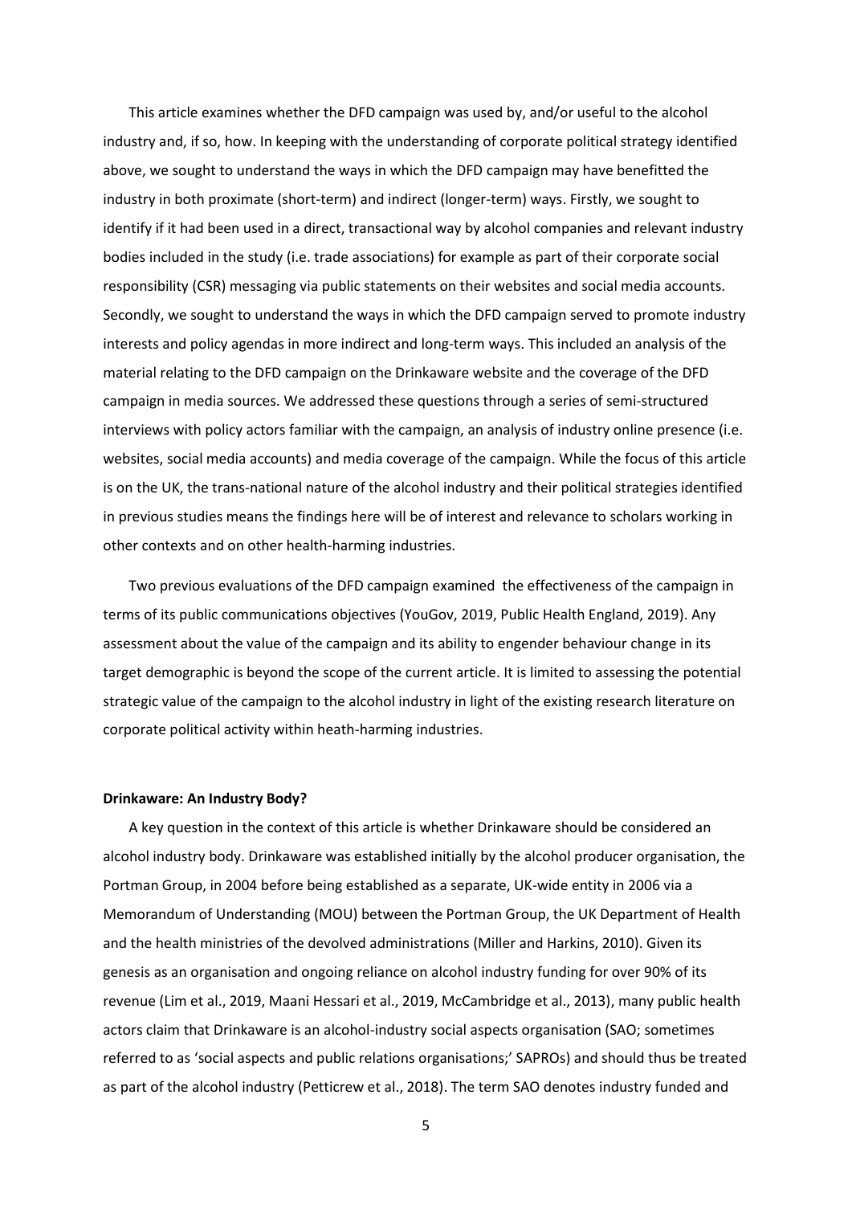This article examines whether the DFD campaign was used by, and/or useful to the alcohol industry and, if so, how. In keeping with the understanding of corporate political strategy identified above, we sought to understand the ways in which the DFD campaign may have benefitted the industry in both proximate (short-term) and indirect (longer-term) ways. Firstly, we sought to identify if it had been used in a direct, transactional way by alcohol companies and relevant industry bodies included in the study (i.e. trade associations) for example as part of their corporate social responsibility (CSR) messaging via public statements on their websites and social media accounts. Secondly, we sought to understand the ways in which the DFD campaign served to promote industry interests and policy agendas in more indirect and long-term ways. This included an analysis of the material relating to the DFD campaign on the Drinkaware website and the coverage of the DFD campaign in media sources. We addressed these questions through a series of semi-structured interviews with policy actors familiar with the campaign, an analysis of industry online presence (i.e. websites, social media accounts) and media coverage of the campaign. While the focus of this article is on the UK, the trans-national nature of the alcohol industry and their political strategies identified in previous studies means the findings here will be of interest and relevance to scholars working in other contexts and on other health-harming industries.

Two previous evaluations of the DFD campaign examined the effectiveness of the campaign in terms of its public communications objectives (YouGov, 2019, Public Health England, 2019). Any assessment about the value of the campaign and its ability to engender behaviour change in its target demographic is beyond the scope of the current article. It is limited to assessing the potential strategic value of the campaign to the alcohol industry in light of the existing research literature on corporate political activity within heath-harming industries.

**Drinkaware: An Industry Body?**

A key question in the context of this article is whether Drinkaware should be considered an alcohol industry body. Drinkaware was established initially by the alcohol producer organisation, the Portman Group, in 2004 before being established as a separate, UK-wide entity in 2006 via a Memorandum of Understanding (MOU) between the Portman Group, the UK Department of Health and the health ministries of the devolved administrations (Miller and Harkins, 2010). Given its genesis as an organisation and ongoing reliance on alcohol industry funding for over 90% of its revenue (Lim et al., 2019, Maani Hessari et al., 2019, McCambridge et al., 2013), many public health actors claim that Drinkaware is an alcohol-industry social aspects organisation (SAO; sometimes referred to as 'social aspects and public relations organisations;' SAPROs) and should thus be treated as part of the alcohol industry (Petticrew et al., 2018). The term SAO denotes industry funded and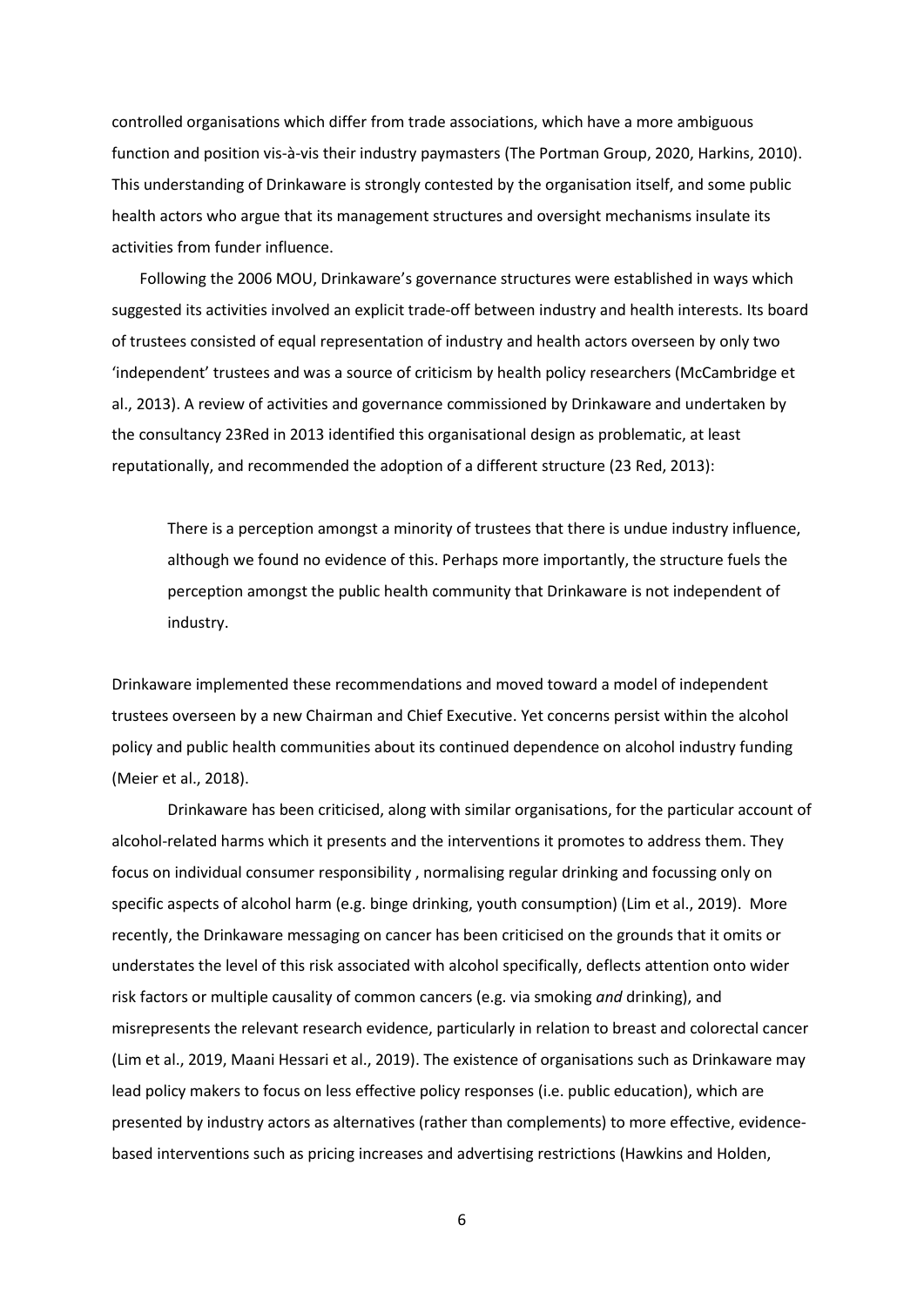controlled organisations which differ from trade associations, which have a more ambiguous function and position vis-à-vis their industry paymasters (The Portman Group, 2020, Harkins, 2010). This understanding of Drinkaware is strongly contested by the organisation itself, and some public health actors who argue that its management structures and oversight mechanisms insulate its activities from funder influence.

Following the 2006 MOU, Drinkaware's governance structures were established in ways which suggested its activities involved an explicit trade-off between industry and health interests. Its board of trustees consisted of equal representation of industry and health actors overseen by only two 'independent' trustees and was a source of criticism by health policy researchers (McCambridge et al., 2013). A review of activities and governance commissioned by Drinkaware and undertaken by the consultancy 23Red in 2013 identified this organisational design as problematic, at least reputationally, and recommended the adoption of a different structure (23 Red, 2013):

> There is a perception amongst a minority of trustees that there is undue industry influence, although we found no evidence of this. Perhaps more importantly, the structure fuels the perception amongst the public health community that Drinkaware is not independent of industry.

Drinkaware implemented these recommendations and moved toward a model of independent trustees overseen by a new Chairman and Chief Executive. Yet concerns persist within the alcohol policy and public health communities about its continued dependence on alcohol industry funding (Meier et al., 2018).

Drinkaware has been criticised, along with similar organisations, for the particular account of alcohol-related harms which it presents and the interventions it promotes to address them. They focus on individual consumer responsibility , normalising regular drinking and focussing only on specific aspects of alcohol harm (e.g. binge drinking, youth consumption) (Lim et al., 2019). More recently, the Drinkaware messaging on cancer has been criticised on the grounds that it omits or understates the level of this risk associated with alcohol specifically, deflects attention onto wider risk factors or multiple causality of common cancers (e.g. via smoking *and* drinking), and misrepresents the relevant research evidence, particularly in relation to breast and colorectal cancer (Lim et al., 2019, Maani Hessari et al., 2019). The existence of organisations such as Drinkaware may lead policy makers to focus on less effective policy responses (i.e. public education), which are presented by industry actors as alternatives (rather than complements) to more effective, evidence-based interventions such as pricing increases and advertising restrictions (Hawkins and Holden,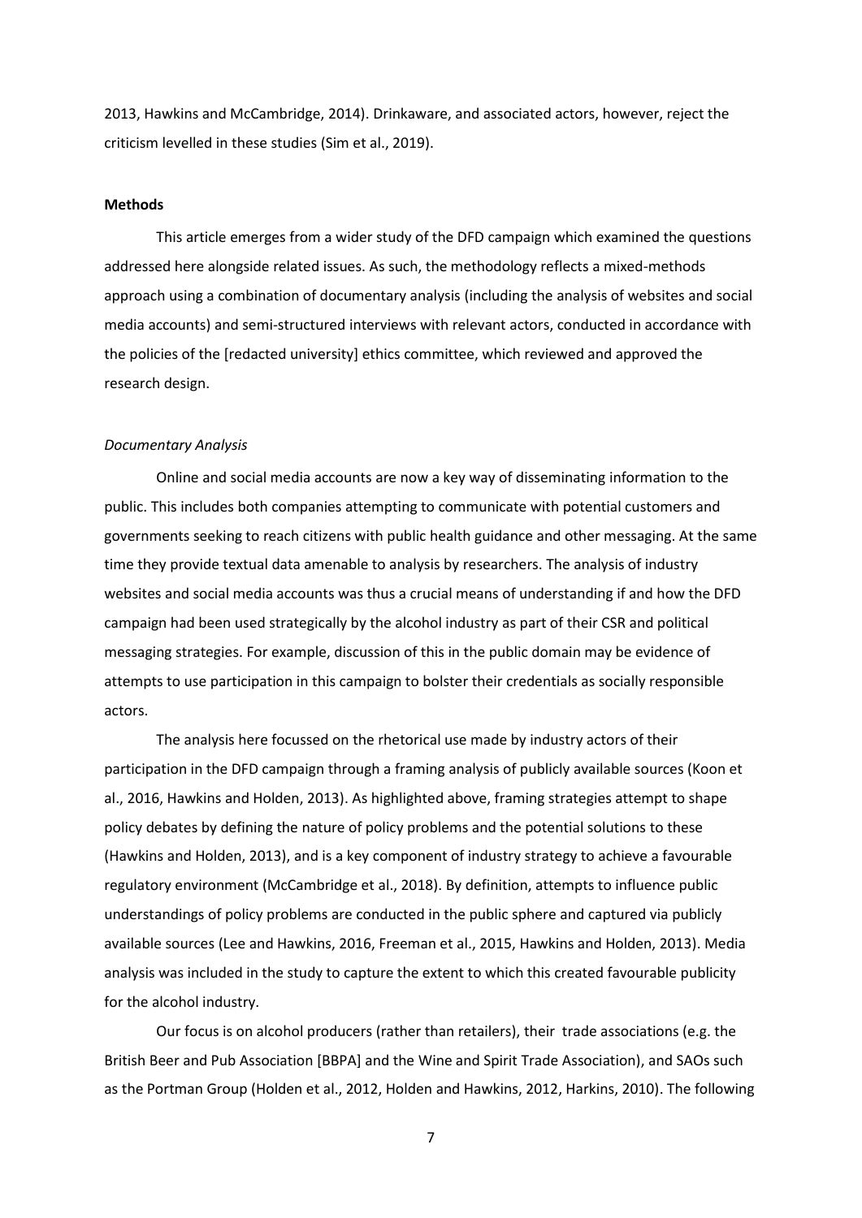2013, Hawkins and McCambridge, 2014). Drinkaware, and associated actors, however, reject the criticism levelled in these studies (Sim et al., 2019).

**Methods**

This article emerges from a wider study of the DFD campaign which examined the questions addressed here alongside related issues. As such, the methodology reflects a mixed-methods approach using a combination of documentary analysis (including the analysis of websites and social media accounts) and semi-structured interviews with relevant actors, conducted in accordance with the policies of the [redacted university] ethics committee, which reviewed and approved the research design.

*Documentary Analysis*

Online and social media accounts are now a key way of disseminating information to the public. This includes both companies attempting to communicate with potential customers and governments seeking to reach citizens with public health guidance and other messaging. At the same time they provide textual data amenable to analysis by researchers. The analysis of industry websites and social media accounts was thus a crucial means of understanding if and how the DFD campaign had been used strategically by the alcohol industry as part of their CSR and political messaging strategies. For example, discussion of this in the public domain may be evidence of attempts to use participation in this campaign to bolster their credentials as socially responsible actors.

The analysis here focussed on the rhetorical use made by industry actors of their participation in the DFD campaign through a framing analysis of publicly available sources (Koon et al., 2016, Hawkins and Holden, 2013). As highlighted above, framing strategies attempt to shape policy debates by defining the nature of policy problems and the potential solutions to these (Hawkins and Holden, 2013), and is a key component of industry strategy to achieve a favourable regulatory environment (McCambridge et al., 2018). By definition, attempts to influence public understandings of policy problems are conducted in the public sphere and captured via publicly available sources (Lee and Hawkins, 2016, Freeman et al., 2015, Hawkins and Holden, 2013). Media analysis was included in the study to capture the extent to which this created favourable publicity for the alcohol industry.

Our focus is on alcohol producers (rather than retailers), their trade associations (e.g. the British Beer and Pub Association [BBPA] and the Wine and Spirit Trade Association), and SAOs such as the Portman Group (Holden et al., 2012, Holden and Hawkins, 2012, Harkins, 2010). The following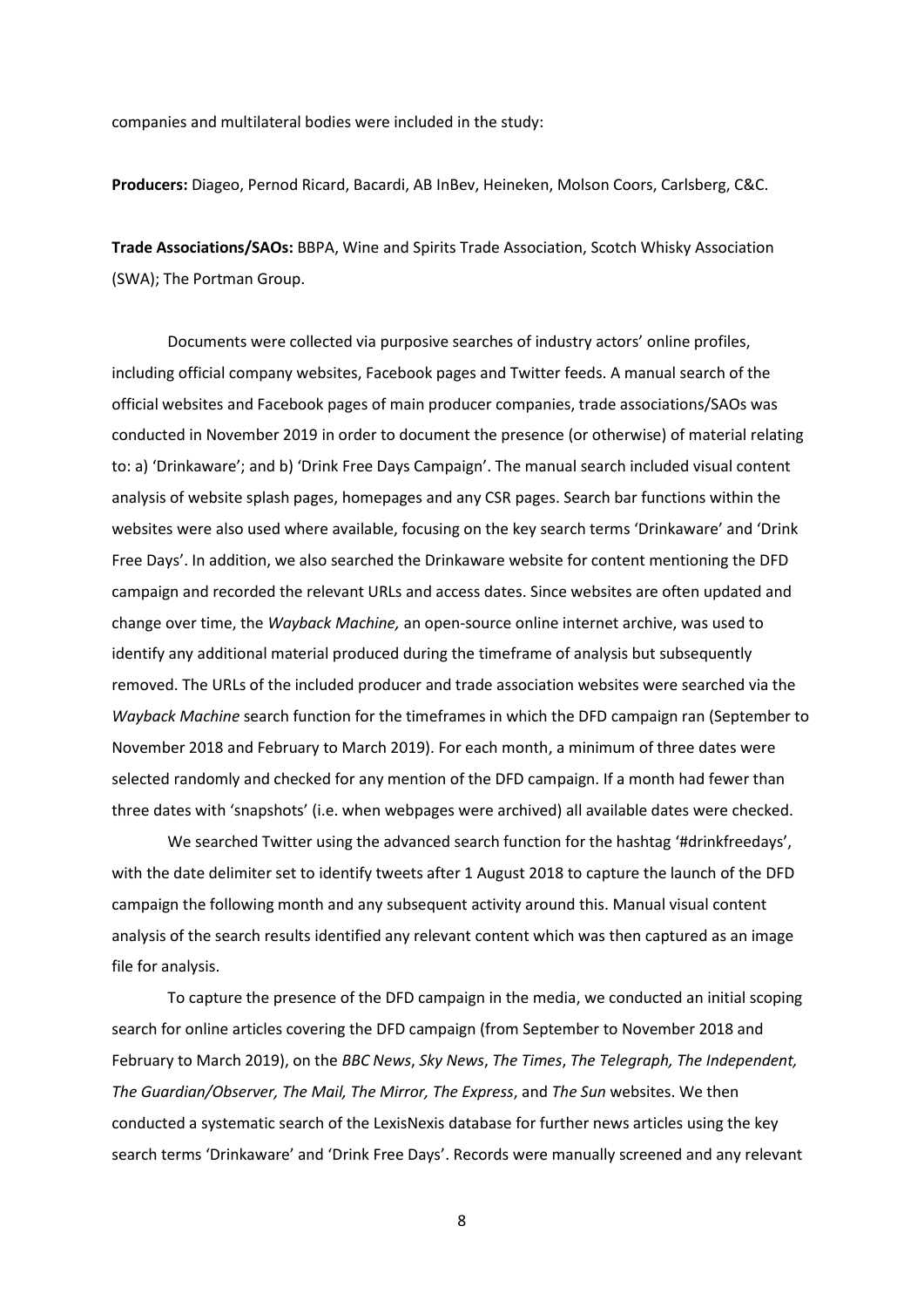companies and multilateral bodies were included in the study:

**Producers:** Diageo, Pernod Ricard, Bacardi, AB InBev, Heineken, Molson Coors, Carlsberg, C&C.

**Trade Associations/SAOs:** BBPA, Wine and Spirits Trade Association, Scotch Whisky Association (SWA); The Portman Group.

Documents were collected via purposive searches of industry actors' online profiles, including official company websites, Facebook pages and Twitter feeds. A manual search of the official websites and Facebook pages of main producer companies, trade associations/SAOs was conducted in November 2019 in order to document the presence (or otherwise) of material relating to: a) 'Drinkaware'; and b) 'Drink Free Days Campaign'. The manual search included visual content analysis of website splash pages, homepages and any CSR pages. Search bar functions within the websites were also used where available, focusing on the key search terms 'Drinkaware' and 'Drink Free Days'. In addition, we also searched the Drinkaware website for content mentioning the DFD campaign and recorded the relevant URLs and access dates. Since websites are often updated and change over time, the *Wayback Machine,* an open-source online internet archive, was used to identify any additional material produced during the timeframe of analysis but subsequently removed. The URLs of the included producer and trade association websites were searched via the *Wayback Machine* search function for the timeframes in which the DFD campaign ran (September to November 2018 and February to March 2019). For each month, a minimum of three dates were selected randomly and checked for any mention of the DFD campaign. If a month had fewer than three dates with 'snapshots' (i.e. when webpages were archived) all available dates were checked.

We searched Twitter using the advanced search function for the hashtag '#drinkfreedays', with the date delimiter set to identify tweets after 1 August 2018 to capture the launch of the DFD campaign the following month and any subsequent activity around this. Manual visual content analysis of the search results identified any relevant content which was then captured as an image file for analysis.

To capture the presence of the DFD campaign in the media, we conducted an initial scoping search for online articles covering the DFD campaign (from September to November 2018 and February to March 2019), on the *BBC News*, *Sky News*, *The Times*, *The Telegraph, The Independent, The Guardian/Observer, The Mail, The Mirror, The Express*, and *The Sun* websites. We then conducted a systematic search of the LexisNexis database for further news articles using the key search terms 'Drinkaware' and 'Drink Free Days'. Records were manually screened and any relevant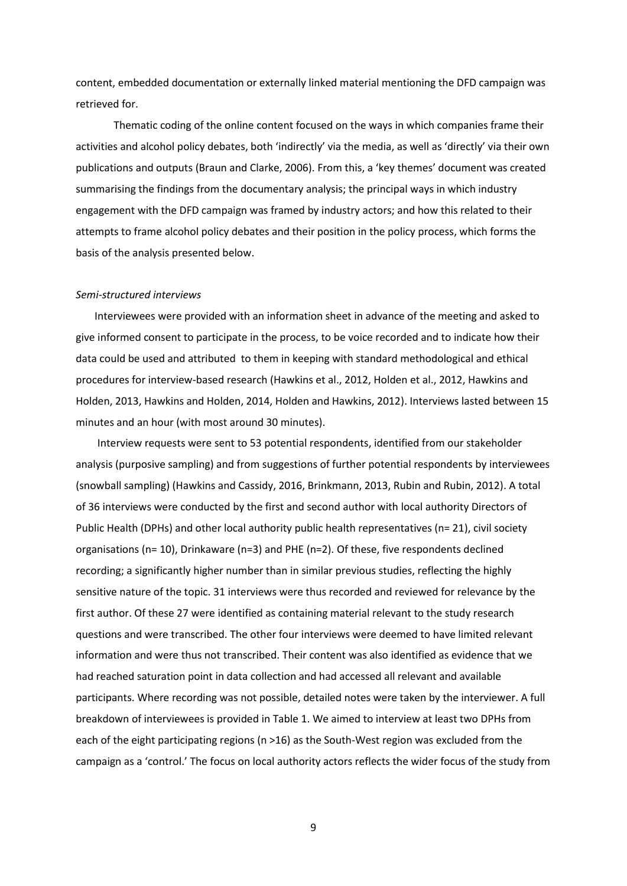content, embedded documentation or externally linked material mentioning the DFD campaign was retrieved for.

Thematic coding of the online content focused on the ways in which companies frame their activities and alcohol policy debates, both 'indirectly' via the media, as well as 'directly' via their own publications and outputs (Braun and Clarke, 2006). From this, a 'key themes' document was created summarising the findings from the documentary analysis; the principal ways in which industry engagement with the DFD campaign was framed by industry actors; and how this related to their attempts to frame alcohol policy debates and their position in the policy process, which forms the basis of the analysis presented below.

*Semi-structured interviews*

Interviewees were provided with an information sheet in advance of the meeting and asked to give informed consent to participate in the process, to be voice recorded and to indicate how their data could be used and attributed to them in keeping with standard methodological and ethical procedures for interview-based research (Hawkins et al., 2012, Holden et al., 2012, Hawkins and Holden, 2013, Hawkins and Holden, 2014, Holden and Hawkins, 2012). Interviews lasted between 15 minutes and an hour (with most around 30 minutes).

Interview requests were sent to 53 potential respondents, identified from our stakeholder analysis (purposive sampling) and from suggestions of further potential respondents by interviewees (snowball sampling) (Hawkins and Cassidy, 2016, Brinkmann, 2013, Rubin and Rubin, 2012). A total of 36 interviews were conducted by the first and second author with local authority Directors of Public Health (DPHs) and other local authority public health representatives (n= 21), civil society organisations (n= 10), Drinkaware (n=3) and PHE (n=2). Of these, five respondents declined recording; a significantly higher number than in similar previous studies, reflecting the highly sensitive nature of the topic. 31 interviews were thus recorded and reviewed for relevance by the first author. Of these 27 were identified as containing material relevant to the study research questions and were transcribed. The other four interviews were deemed to have limited relevant information and were thus not transcribed. Their content was also identified as evidence that we had reached saturation point in data collection and had accessed all relevant and available participants. Where recording was not possible, detailed notes were taken by the interviewer. A full breakdown of interviewees is provided in Table 1. We aimed to interview at least two DPHs from each of the eight participating regions (n >16) as the South-West region was excluded from the campaign as a 'control.' The focus on local authority actors reflects the wider focus of the study from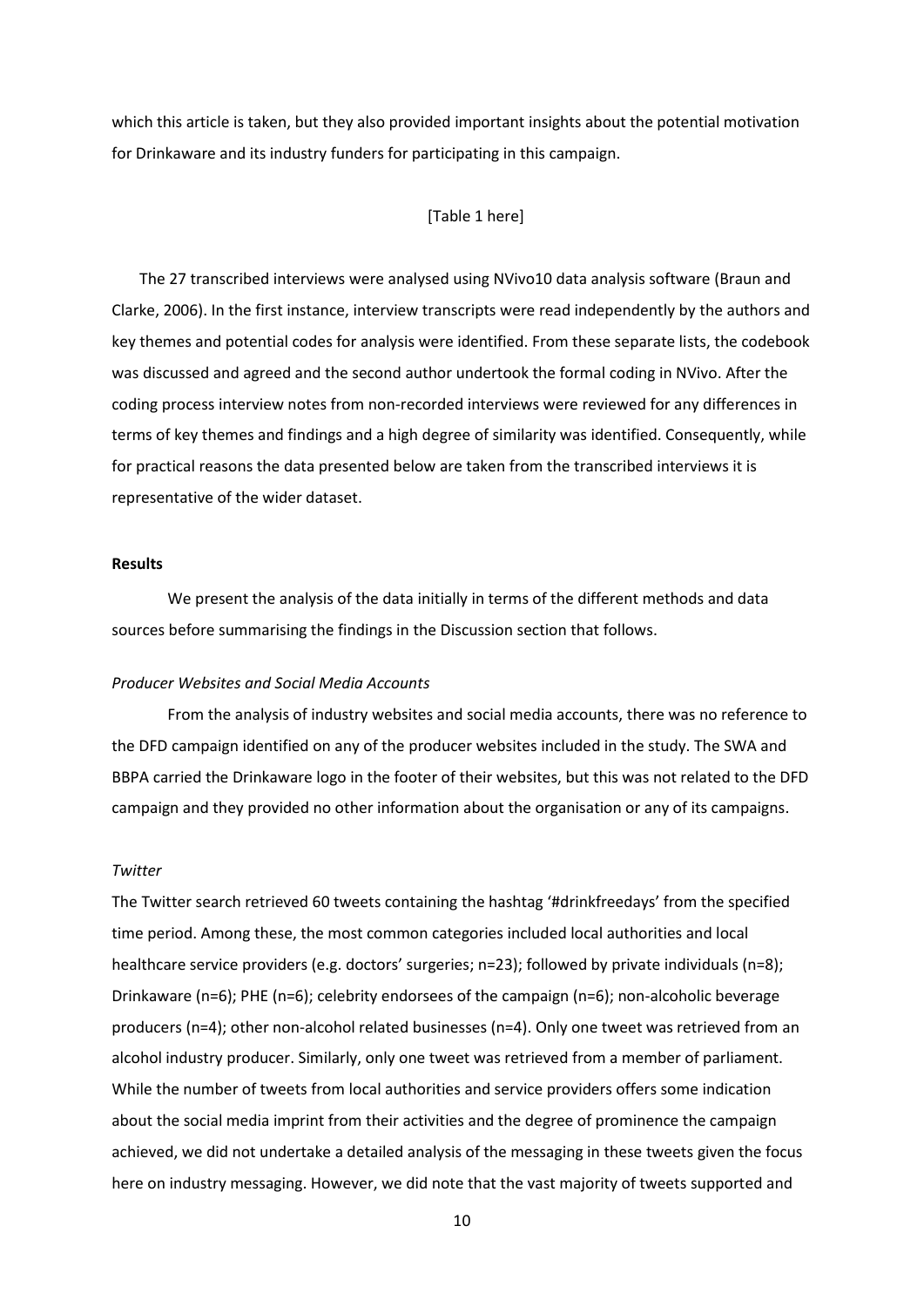which this article is taken, but they also provided important insights about the potential motivation for Drinkaware and its industry funders for participating in this campaign.

[Table 1 here]

The 27 transcribed interviews were analysed using NVivo10 data analysis software (Braun and Clarke, 2006). In the first instance, interview transcripts were read independently by the authors and key themes and potential codes for analysis were identified. From these separate lists, the codebook was discussed and agreed and the second author undertook the formal coding in NVivo. After the coding process interview notes from non-recorded interviews were reviewed for any differences in terms of key themes and findings and a high degree of similarity was identified. Consequently, while for practical reasons the data presented below are taken from the transcribed interviews it is representative of the wider dataset.

**Results**

We present the analysis of the data initially in terms of the different methods and data sources before summarising the findings in the Discussion section that follows.

*Producer Websites and Social Media Accounts*

From the analysis of industry websites and social media accounts, there was no reference to the DFD campaign identified on any of the producer websites included in the study. The SWA and BBPA carried the Drinkaware logo in the footer of their websites, but this was not related to the DFD campaign and they provided no other information about the organisation or any of its campaigns.

*Twitter*

The Twitter search retrieved 60 tweets containing the hashtag '#drinkfreedays' from the specified time period. Among these, the most common categories included local authorities and local healthcare service providers (e.g. doctors' surgeries; n=23); followed by private individuals (n=8); Drinkaware (n=6); PHE (n=6); celebrity endorsees of the campaign (n=6); non-alcoholic beverage producers (n=4); other non-alcohol related businesses (n=4). Only one tweet was retrieved from an alcohol industry producer. Similarly, only one tweet was retrieved from a member of parliament. While the number of tweets from local authorities and service providers offers some indication about the social media imprint from their activities and the degree of prominence the campaign achieved, we did not undertake a detailed analysis of the messaging in these tweets given the focus here on industry messaging. However, we did note that the vast majority of tweets supported and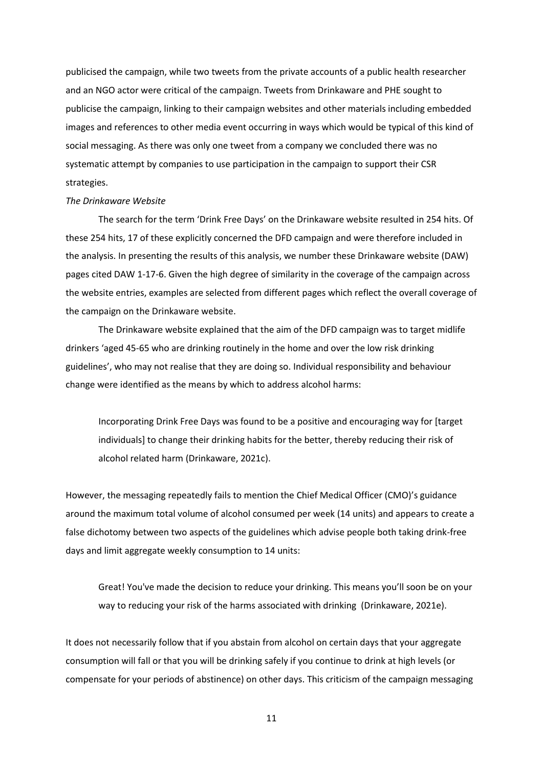publicised the campaign, while two tweets from the private accounts of a public health researcher and an NGO actor were critical of the campaign. Tweets from Drinkaware and PHE sought to publicise the campaign, linking to their campaign websites and other materials including embedded images and references to other media event occurring in ways which would be typical of this kind of social messaging. As there was only one tweet from a company we concluded there was no systematic attempt by companies to use participation in the campaign to support their CSR strategies.

*The Drinkaware Website*

The search for the term 'Drink Free Days' on the Drinkaware website resulted in 254 hits. Of these 254 hits, 17 of these explicitly concerned the DFD campaign and were therefore included in the analysis. In presenting the results of this analysis, we number these Drinkaware website (DAW) pages cited DAW 1-17-6. Given the high degree of similarity in the coverage of the campaign across the website entries, examples are selected from different pages which reflect the overall coverage of the campaign on the Drinkaware website.

The Drinkaware website explained that the aim of the DFD campaign was to target midlife drinkers 'aged 45-65 who are drinking routinely in the home and over the low risk drinking guidelines', who may not realise that they are doing so. Individual responsibility and behaviour change were identified as the means by which to address alcohol harms:

> Incorporating Drink Free Days was found to be a positive and encouraging way for [target individuals] to change their drinking habits for the better, thereby reducing their risk of alcohol related harm (Drinkaware, 2021c).

However, the messaging repeatedly fails to mention the Chief Medical Officer (CMO)'s guidance around the maximum total volume of alcohol consumed per week (14 units) and appears to create a false dichotomy between two aspects of the guidelines which advise people both taking drink-free days and limit aggregate weekly consumption to 14 units:

> Great! You've made the decision to reduce your drinking. This means you'll soon be on your way to reducing your risk of the harms associated with drinking (Drinkaware, 2021e).

It does not necessarily follow that if you abstain from alcohol on certain days that your aggregate consumption will fall or that you will be drinking safely if you continue to drink at high levels (or compensate for your periods of abstinence) on other days. This criticism of the campaign messaging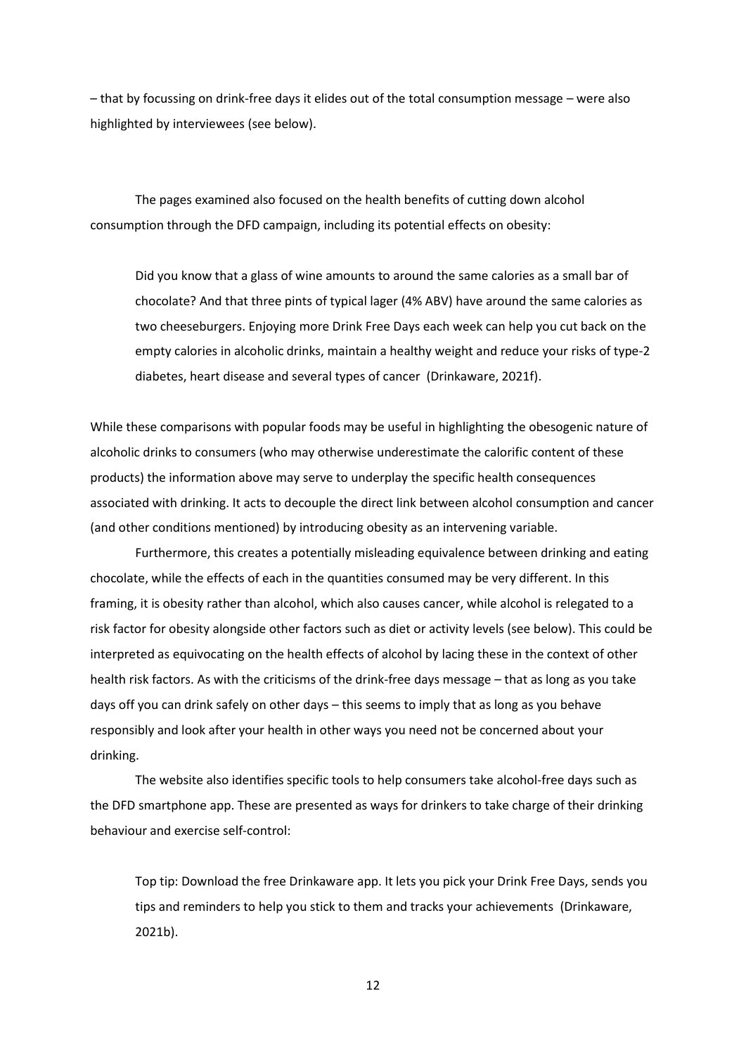– that by focussing on drink-free days it elides out of the total consumption message – were also highlighted by interviewees (see below).

The pages examined also focused on the health benefits of cutting down alcohol consumption through the DFD campaign, including its potential effects on obesity:

> Did you know that a glass of wine amounts to around the same calories as a small bar of chocolate? And that three pints of typical lager (4% ABV) have around the same calories as two cheeseburgers. Enjoying more Drink Free Days each week can help you cut back on the empty calories in alcoholic drinks, maintain a healthy weight and reduce your risks of type-2 diabetes, heart disease and several types of cancer (Drinkaware, 2021f).

While these comparisons with popular foods may be useful in highlighting the obesogenic nature of alcoholic drinks to consumers (who may otherwise underestimate the calorific content of these products) the information above may serve to underplay the specific health consequences associated with drinking. It acts to decouple the direct link between alcohol consumption and cancer (and other conditions mentioned) by introducing obesity as an intervening variable.

Furthermore, this creates a potentially misleading equivalence between drinking and eating chocolate, while the effects of each in the quantities consumed may be very different. In this framing, it is obesity rather than alcohol, which also causes cancer, while alcohol is relegated to a risk factor for obesity alongside other factors such as diet or activity levels (see below). This could be interpreted as equivocating on the health effects of alcohol by lacing these in the context of other health risk factors. As with the criticisms of the drink-free days message – that as long as you take days off you can drink safely on other days – this seems to imply that as long as you behave responsibly and look after your health in other ways you need not be concerned about your drinking.

The website also identifies specific tools to help consumers take alcohol-free days such as the DFD smartphone app. These are presented as ways for drinkers to take charge of their drinking behaviour and exercise self-control:

> Top tip: Download the free Drinkaware app. It lets you pick your Drink Free Days, sends you tips and reminders to help you stick to them and tracks your achievements (Drinkaware, 2021b).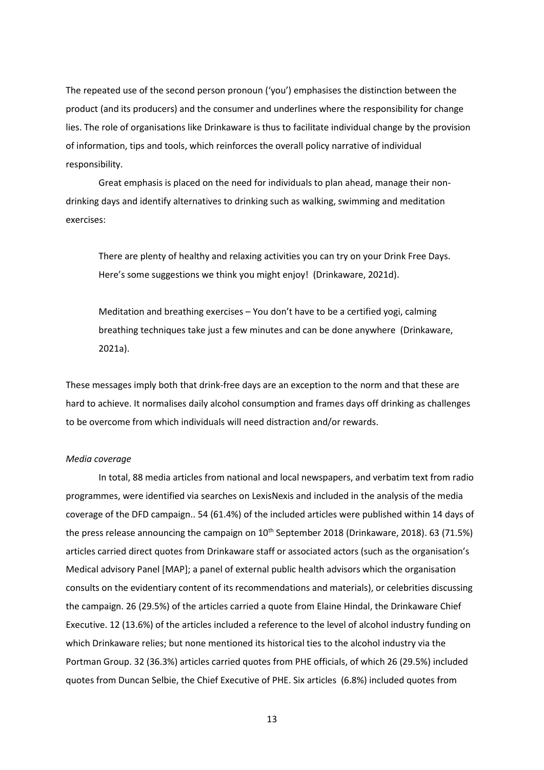The repeated use of the second person pronoun ('you') emphasises the distinction between the product (and its producers) and the consumer and underlines where the responsibility for change lies. The role of organisations like Drinkaware is thus to facilitate individual change by the provision of information, tips and tools, which reinforces the overall policy narrative of individual responsibility.

Great emphasis is placed on the need for individuals to plan ahead, manage their non-drinking days and identify alternatives to drinking such as walking, swimming and meditation exercises:

> There are plenty of healthy and relaxing activities you can try on your Drink Free Days. Here's some suggestions we think you might enjoy! (Drinkaware, 2021d).

> Meditation and breathing exercises – You don't have to be a certified yogi, calming breathing techniques take just a few minutes and can be done anywhere (Drinkaware, 2021a).

These messages imply both that drink-free days are an exception to the norm and that these are hard to achieve. It normalises daily alcohol consumption and frames days off drinking as challenges to be overcome from which individuals will need distraction and/or rewards.

*Media coverage*

In total, 88 media articles from national and local newspapers, and verbatim text from radio programmes, were identified via searches on LexisNexis and included in the analysis of the media coverage of the DFD campaign.. 54 (61.4%) of the included articles were published within 14 days of the press release announcing the campaign on 10th September 2018 (Drinkaware, 2018). 63 (71.5%) articles carried direct quotes from Drinkaware staff or associated actors (such as the organisation's Medical advisory Panel [MAP]; a panel of external public health advisors which the organisation consults on the evidentiary content of its recommendations and materials), or celebrities discussing the campaign. 26 (29.5%) of the articles carried a quote from Elaine Hindal, the Drinkaware Chief Executive. 12 (13.6%) of the articles included a reference to the level of alcohol industry funding on which Drinkaware relies; but none mentioned its historical ties to the alcohol industry via the Portman Group. 32 (36.3%) articles carried quotes from PHE officials, of which 26 (29.5%) included quotes from Duncan Selbie, the Chief Executive of PHE. Six articles (6.8%) included quotes from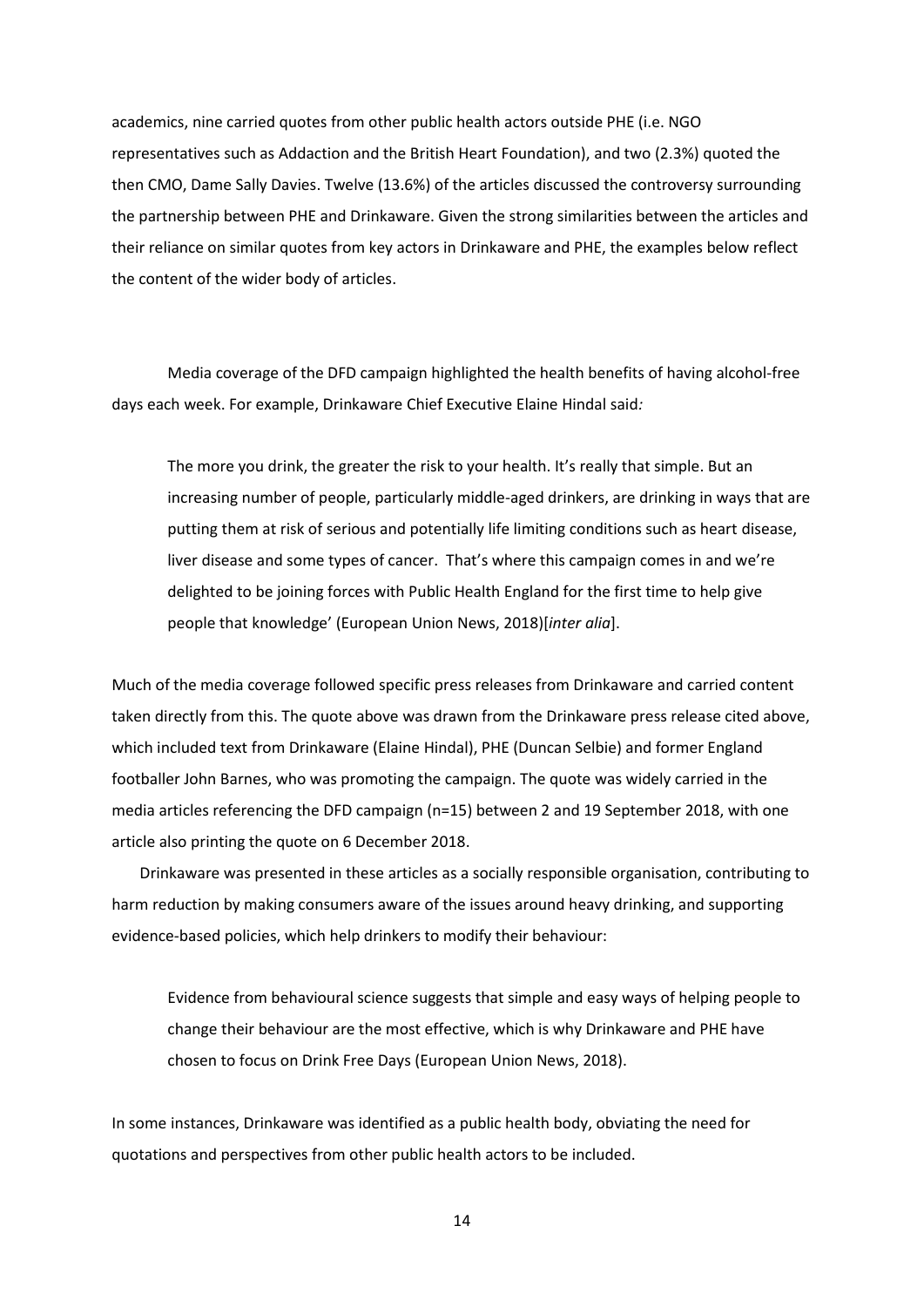academics, nine carried quotes from other public health actors outside PHE (i.e. NGO representatives such as Addaction and the British Heart Foundation), and two (2.3%) quoted the then CMO, Dame Sally Davies. Twelve (13.6%) of the articles discussed the controversy surrounding the partnership between PHE and Drinkaware. Given the strong similarities between the articles and their reliance on similar quotes from key actors in Drinkaware and PHE, the examples below reflect the content of the wider body of articles.

Media coverage of the DFD campaign highlighted the health benefits of having alcohol-free days each week. For example, Drinkaware Chief Executive Elaine Hindal said*:*

> The more you drink, the greater the risk to your health. It's really that simple. But an increasing number of people, particularly middle-aged drinkers, are drinking in ways that are putting them at risk of serious and potentially life limiting conditions such as heart disease, liver disease and some types of cancer. That's where this campaign comes in and we're delighted to be joining forces with Public Health England for the first time to help give people that knowledge' (European Union News, 2018)[*inter alia*].

Much of the media coverage followed specific press releases from Drinkaware and carried content taken directly from this. The quote above was drawn from the Drinkaware press release cited above, which included text from Drinkaware (Elaine Hindal), PHE (Duncan Selbie) and former England footballer John Barnes, who was promoting the campaign. The quote was widely carried in the media articles referencing the DFD campaign (n=15) between 2 and 19 September 2018, with one article also printing the quote on 6 December 2018.

Drinkaware was presented in these articles as a socially responsible organisation, contributing to harm reduction by making consumers aware of the issues around heavy drinking, and supporting evidence-based policies, which help drinkers to modify their behaviour:

> Evidence from behavioural science suggests that simple and easy ways of helping people to change their behaviour are the most effective, which is why Drinkaware and PHE have chosen to focus on Drink Free Days (European Union News, 2018).

In some instances, Drinkaware was identified as a public health body, obviating the need for quotations and perspectives from other public health actors to be included.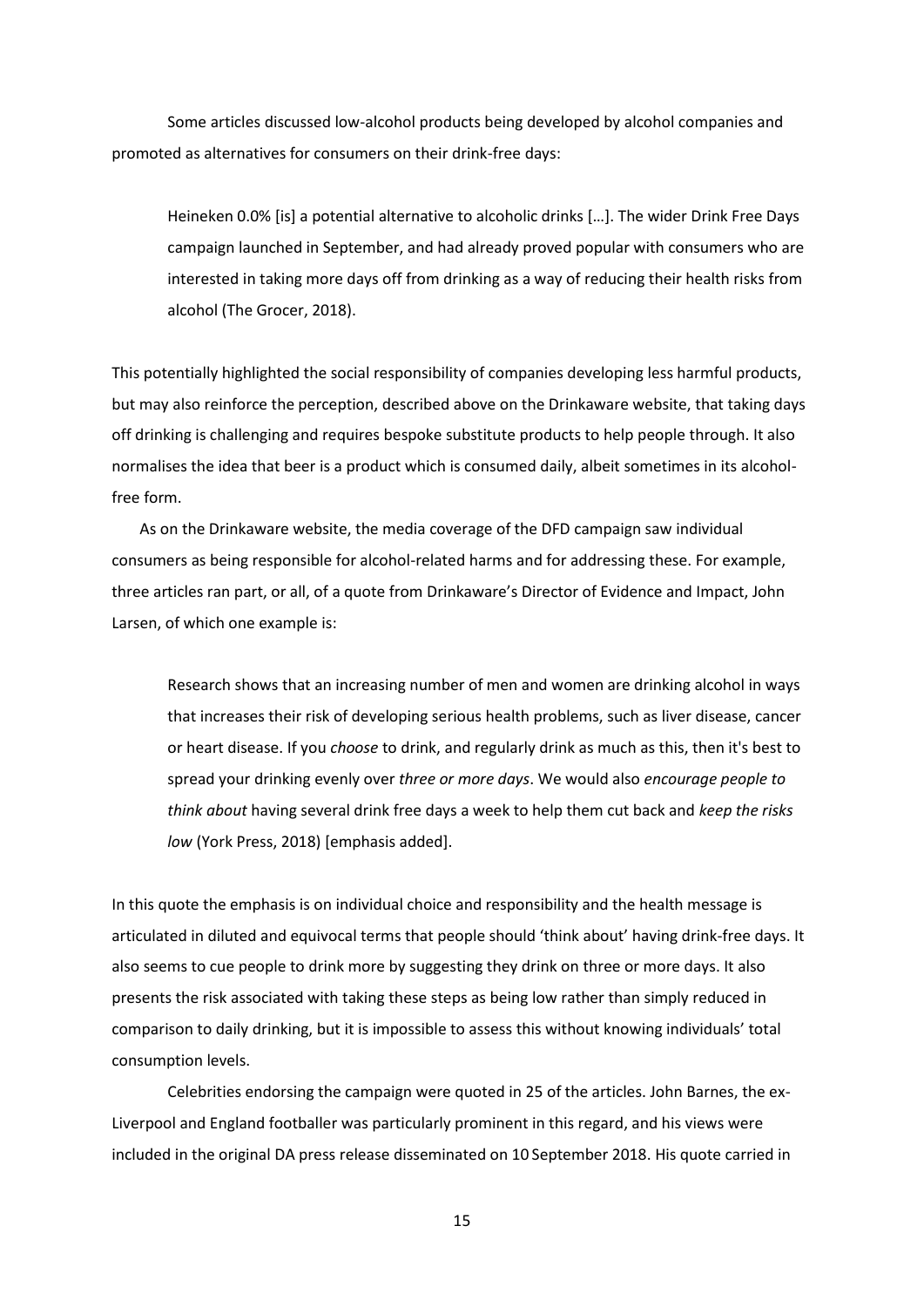Some articles discussed low-alcohol products being developed by alcohol companies and promoted as alternatives for consumers on their drink-free days:

> Heineken 0.0% [is] a potential alternative to alcoholic drinks […]. The wider Drink Free Days campaign launched in September, and had already proved popular with consumers who are interested in taking more days off from drinking as a way of reducing their health risks from alcohol (The Grocer, 2018).

This potentially highlighted the social responsibility of companies developing less harmful products, but may also reinforce the perception, described above on the Drinkaware website, that taking days off drinking is challenging and requires bespoke substitute products to help people through. It also normalises the idea that beer is a product which is consumed daily, albeit sometimes in its alcohol-free form.

As on the Drinkaware website, the media coverage of the DFD campaign saw individual consumers as being responsible for alcohol-related harms and for addressing these. For example, three articles ran part, or all, of a quote from Drinkaware's Director of Evidence and Impact, John Larsen, of which one example is:

> Research shows that an increasing number of men and women are drinking alcohol in ways that increases their risk of developing serious health problems, such as liver disease, cancer or heart disease. If you *choose* to drink, and regularly drink as much as this, then it's best to spread your drinking evenly over *three or more days*. We would also *encourage people to think about* having several drink free days a week to help them cut back and *keep the risks low* (York Press, 2018) [emphasis added].

In this quote the emphasis is on individual choice and responsibility and the health message is articulated in diluted and equivocal terms that people should 'think about' having drink-free days. It also seems to cue people to drink more by suggesting they drink on three or more days. It also presents the risk associated with taking these steps as being low rather than simply reduced in comparison to daily drinking, but it is impossible to assess this without knowing individuals' total consumption levels.

Celebrities endorsing the campaign were quoted in 25 of the articles. John Barnes, the ex-Liverpool and England footballer was particularly prominent in this regard, and his views were included in the original DA press release disseminated on 10 September 2018. His quote carried in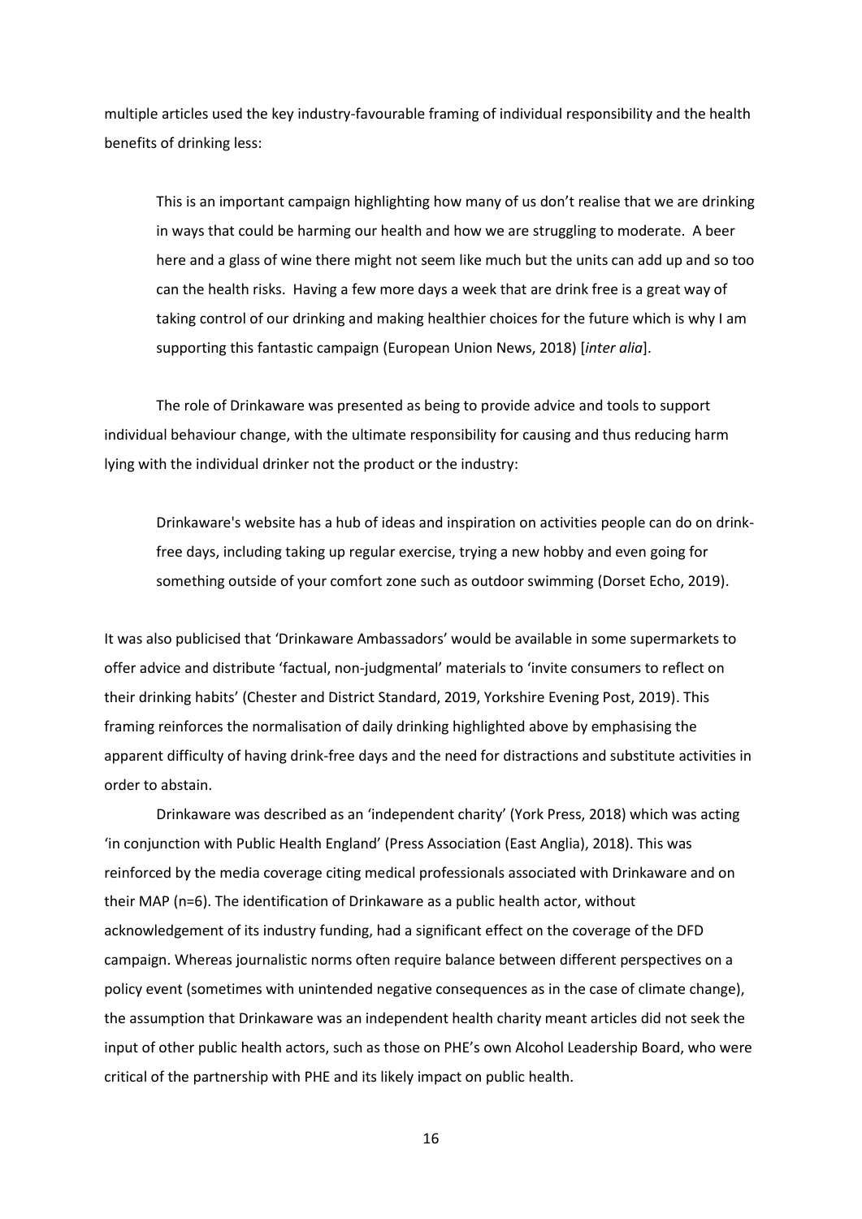multiple articles used the key industry-favourable framing of individual responsibility and the health benefits of drinking less:

> This is an important campaign highlighting how many of us don't realise that we are drinking in ways that could be harming our health and how we are struggling to moderate. A beer here and a glass of wine there might not seem like much but the units can add up and so too can the health risks. Having a few more days a week that are drink free is a great way of taking control of our drinking and making healthier choices for the future which is why I am supporting this fantastic campaign (European Union News, 2018) [*inter alia*].

The role of Drinkaware was presented as being to provide advice and tools to support individual behaviour change, with the ultimate responsibility for causing and thus reducing harm lying with the individual drinker not the product or the industry:

> Drinkaware's website has a hub of ideas and inspiration on activities people can do on drink-free days, including taking up regular exercise, trying a new hobby and even going for something outside of your comfort zone such as outdoor swimming (Dorset Echo, 2019).

It was also publicised that 'Drinkaware Ambassadors' would be available in some supermarkets to offer advice and distribute 'factual, non-judgmental' materials to 'invite consumers to reflect on their drinking habits' (Chester and District Standard, 2019, Yorkshire Evening Post, 2019). This framing reinforces the normalisation of daily drinking highlighted above by emphasising the apparent difficulty of having drink-free days and the need for distractions and substitute activities in order to abstain.

Drinkaware was described as an 'independent charity' (York Press, 2018) which was acting 'in conjunction with Public Health England' (Press Association (East Anglia), 2018). This was reinforced by the media coverage citing medical professionals associated with Drinkaware and on their MAP (n=6). The identification of Drinkaware as a public health actor, without acknowledgement of its industry funding, had a significant effect on the coverage of the DFD campaign. Whereas journalistic norms often require balance between different perspectives on a policy event (sometimes with unintended negative consequences as in the case of climate change), the assumption that Drinkaware was an independent health charity meant articles did not seek the input of other public health actors, such as those on PHE's own Alcohol Leadership Board, who were critical of the partnership with PHE and its likely impact on public health.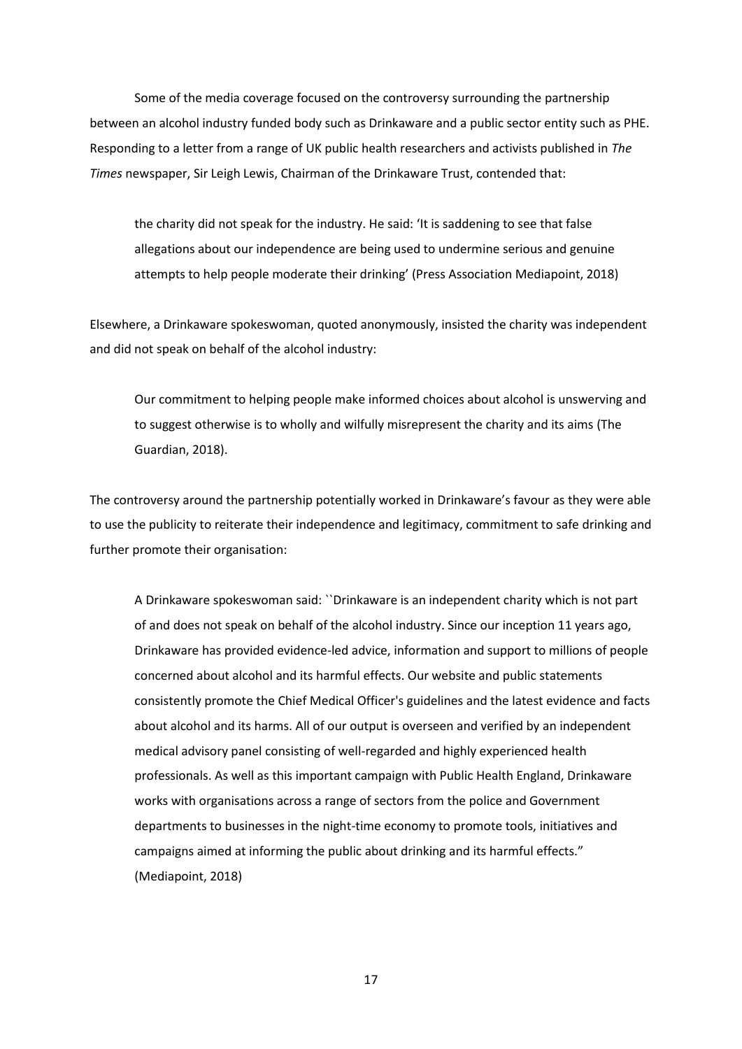Some of the media coverage focused on the controversy surrounding the partnership between an alcohol industry funded body such as Drinkaware and a public sector entity such as PHE. Responding to a letter from a range of UK public health researchers and activists published in *The Times* newspaper, Sir Leigh Lewis, Chairman of the Drinkaware Trust, contended that:

> the charity did not speak for the industry. He said: 'It is saddening to see that false allegations about our independence are being used to undermine serious and genuine attempts to help people moderate their drinking' (Press Association Mediapoint, 2018)

Elsewhere, a Drinkaware spokeswoman, quoted anonymously, insisted the charity was independent and did not speak on behalf of the alcohol industry:

> Our commitment to helping people make informed choices about alcohol is unswerving and to suggest otherwise is to wholly and wilfully misrepresent the charity and its aims (The Guardian, 2018).

The controversy around the partnership potentially worked in Drinkaware's favour as they were able to use the publicity to reiterate their independence and legitimacy, commitment to safe drinking and further promote their organisation:

> A Drinkaware spokeswoman said: ``Drinkaware is an independent charity which is not part of and does not speak on behalf of the alcohol industry. Since our inception 11 years ago, Drinkaware has provided evidence-led advice, information and support to millions of people concerned about alcohol and its harmful effects. Our website and public statements consistently promote the Chief Medical Officer's guidelines and the latest evidence and facts about alcohol and its harms. All of our output is overseen and verified by an independent medical advisory panel consisting of well-regarded and highly experienced health professionals. As well as this important campaign with Public Health England, Drinkaware works with organisations across a range of sectors from the police and Government departments to businesses in the night-time economy to promote tools, initiatives and campaigns aimed at informing the public about drinking and its harmful effects." (Mediapoint, 2018)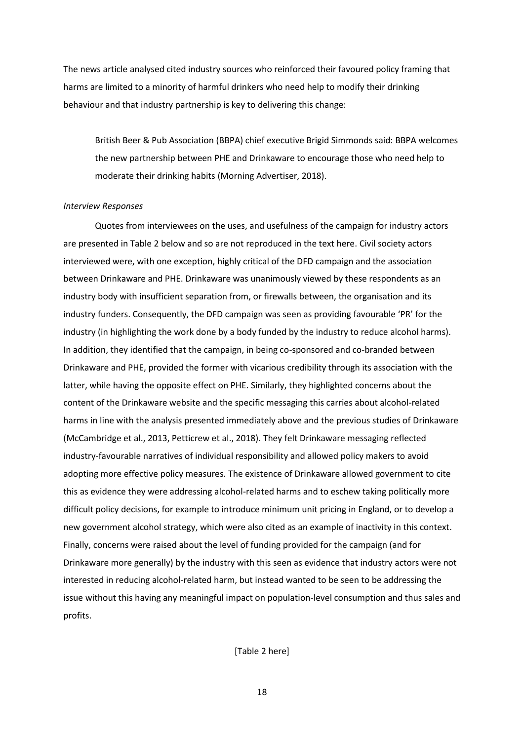The news article analysed cited industry sources who reinforced their favoured policy framing that harms are limited to a minority of harmful drinkers who need help to modify their drinking behaviour and that industry partnership is key to delivering this change:

> British Beer & Pub Association (BBPA) chief executive Brigid Simmonds said: BBPA welcomes the new partnership between PHE and Drinkaware to encourage those who need help to moderate their drinking habits (Morning Advertiser, 2018).

*Interview Responses*

Quotes from interviewees on the uses, and usefulness of the campaign for industry actors are presented in Table 2 below and so are not reproduced in the text here. Civil society actors interviewed were, with one exception, highly critical of the DFD campaign and the association between Drinkaware and PHE. Drinkaware was unanimously viewed by these respondents as an industry body with insufficient separation from, or firewalls between, the organisation and its industry funders. Consequently, the DFD campaign was seen as providing favourable 'PR' for the industry (in highlighting the work done by a body funded by the industry to reduce alcohol harms). In addition, they identified that the campaign, in being co-sponsored and co-branded between Drinkaware and PHE, provided the former with vicarious credibility through its association with the latter, while having the opposite effect on PHE. Similarly, they highlighted concerns about the content of the Drinkaware website and the specific messaging this carries about alcohol-related harms in line with the analysis presented immediately above and the previous studies of Drinkaware (McCambridge et al., 2013, Petticrew et al., 2018). They felt Drinkaware messaging reflected industry-favourable narratives of individual responsibility and allowed policy makers to avoid adopting more effective policy measures. The existence of Drinkaware allowed government to cite this as evidence they were addressing alcohol-related harms and to eschew taking politically more difficult policy decisions, for example to introduce minimum unit pricing in England, or to develop a new government alcohol strategy, which were also cited as an example of inactivity in this context. Finally, concerns were raised about the level of funding provided for the campaign (and for Drinkaware more generally) by the industry with this seen as evidence that industry actors were not interested in reducing alcohol-related harm, but instead wanted to be seen to be addressing the issue without this having any meaningful impact on population-level consumption and thus sales and profits.

[Table 2 here]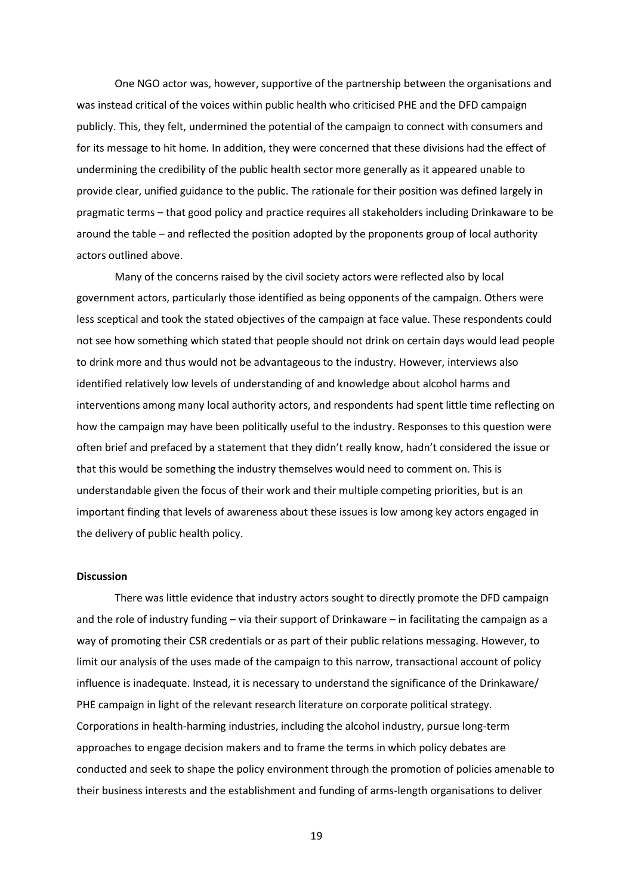One NGO actor was, however, supportive of the partnership between the organisations and was instead critical of the voices within public health who criticised PHE and the DFD campaign publicly. This, they felt, undermined the potential of the campaign to connect with consumers and for its message to hit home. In addition, they were concerned that these divisions had the effect of undermining the credibility of the public health sector more generally as it appeared unable to provide clear, unified guidance to the public. The rationale for their position was defined largely in pragmatic terms – that good policy and practice requires all stakeholders including Drinkaware to be around the table – and reflected the position adopted by the proponents group of local authority actors outlined above.

Many of the concerns raised by the civil society actors were reflected also by local government actors, particularly those identified as being opponents of the campaign. Others were less sceptical and took the stated objectives of the campaign at face value. These respondents could not see how something which stated that people should not drink on certain days would lead people to drink more and thus would not be advantageous to the industry. However, interviews also identified relatively low levels of understanding of and knowledge about alcohol harms and interventions among many local authority actors, and respondents had spent little time reflecting on how the campaign may have been politically useful to the industry. Responses to this question were often brief and prefaced by a statement that they didn't really know, hadn't considered the issue or that this would be something the industry themselves would need to comment on. This is understandable given the focus of their work and their multiple competing priorities, but is an important finding that levels of awareness about these issues is low among key actors engaged in the delivery of public health policy.

**Discussion**

There was little evidence that industry actors sought to directly promote the DFD campaign and the role of industry funding – via their support of Drinkaware – in facilitating the campaign as a way of promoting their CSR credentials or as part of their public relations messaging. However, to limit our analysis of the uses made of the campaign to this narrow, transactional account of policy influence is inadequate. Instead, it is necessary to understand the significance of the Drinkaware/ PHE campaign in light of the relevant research literature on corporate political strategy. Corporations in health-harming industries, including the alcohol industry, pursue long-term approaches to engage decision makers and to frame the terms in which policy debates are conducted and seek to shape the policy environment through the promotion of policies amenable to their business interests and the establishment and funding of arms-length organisations to deliver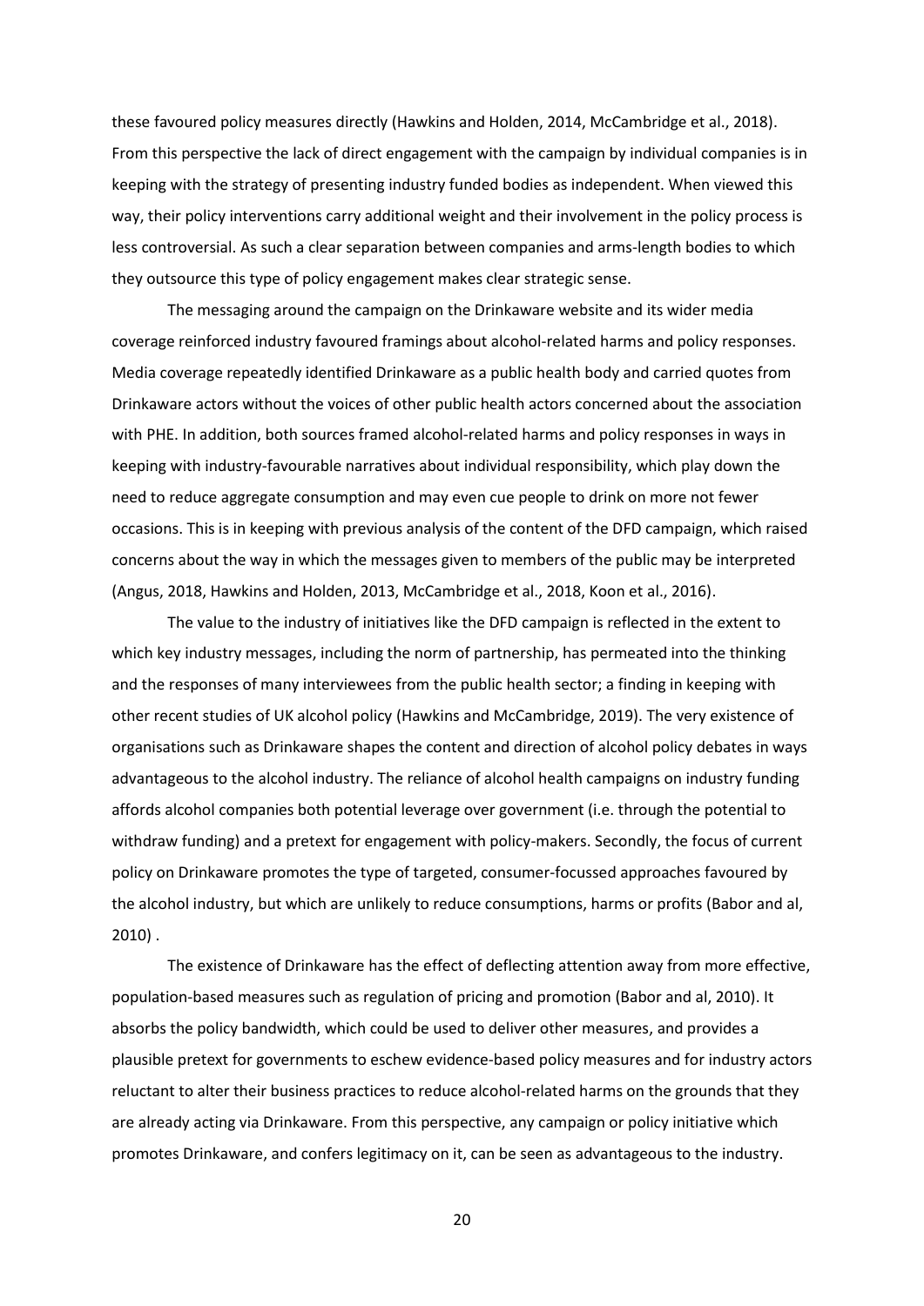these favoured policy measures directly (Hawkins and Holden, 2014, McCambridge et al., 2018). From this perspective the lack of direct engagement with the campaign by individual companies is in keeping with the strategy of presenting industry funded bodies as independent. When viewed this way, their policy interventions carry additional weight and their involvement in the policy process is less controversial. As such a clear separation between companies and arms-length bodies to which they outsource this type of policy engagement makes clear strategic sense.

The messaging around the campaign on the Drinkaware website and its wider media coverage reinforced industry favoured framings about alcohol-related harms and policy responses. Media coverage repeatedly identified Drinkaware as a public health body and carried quotes from Drinkaware actors without the voices of other public health actors concerned about the association with PHE. In addition, both sources framed alcohol-related harms and policy responses in ways in keeping with industry-favourable narratives about individual responsibility, which play down the need to reduce aggregate consumption and may even cue people to drink on more not fewer occasions. This is in keeping with previous analysis of the content of the DFD campaign, which raised concerns about the way in which the messages given to members of the public may be interpreted (Angus, 2018, Hawkins and Holden, 2013, McCambridge et al., 2018, Koon et al., 2016).

The value to the industry of initiatives like the DFD campaign is reflected in the extent to which key industry messages, including the norm of partnership, has permeated into the thinking and the responses of many interviewees from the public health sector; a finding in keeping with other recent studies of UK alcohol policy (Hawkins and McCambridge, 2019). The very existence of organisations such as Drinkaware shapes the content and direction of alcohol policy debates in ways advantageous to the alcohol industry. The reliance of alcohol health campaigns on industry funding affords alcohol companies both potential leverage over government (i.e. through the potential to withdraw funding) and a pretext for engagement with policy-makers. Secondly, the focus of current policy on Drinkaware promotes the type of targeted, consumer-focussed approaches favoured by the alcohol industry, but which are unlikely to reduce consumptions, harms or profits (Babor and al, 2010) .

The existence of Drinkaware has the effect of deflecting attention away from more effective, population-based measures such as regulation of pricing and promotion (Babor and al, 2010). It absorbs the policy bandwidth, which could be used to deliver other measures, and provides a plausible pretext for governments to eschew evidence-based policy measures and for industry actors reluctant to alter their business practices to reduce alcohol-related harms on the grounds that they are already acting via Drinkaware. From this perspective, any campaign or policy initiative which promotes Drinkaware, and confers legitimacy on it, can be seen as advantageous to the industry.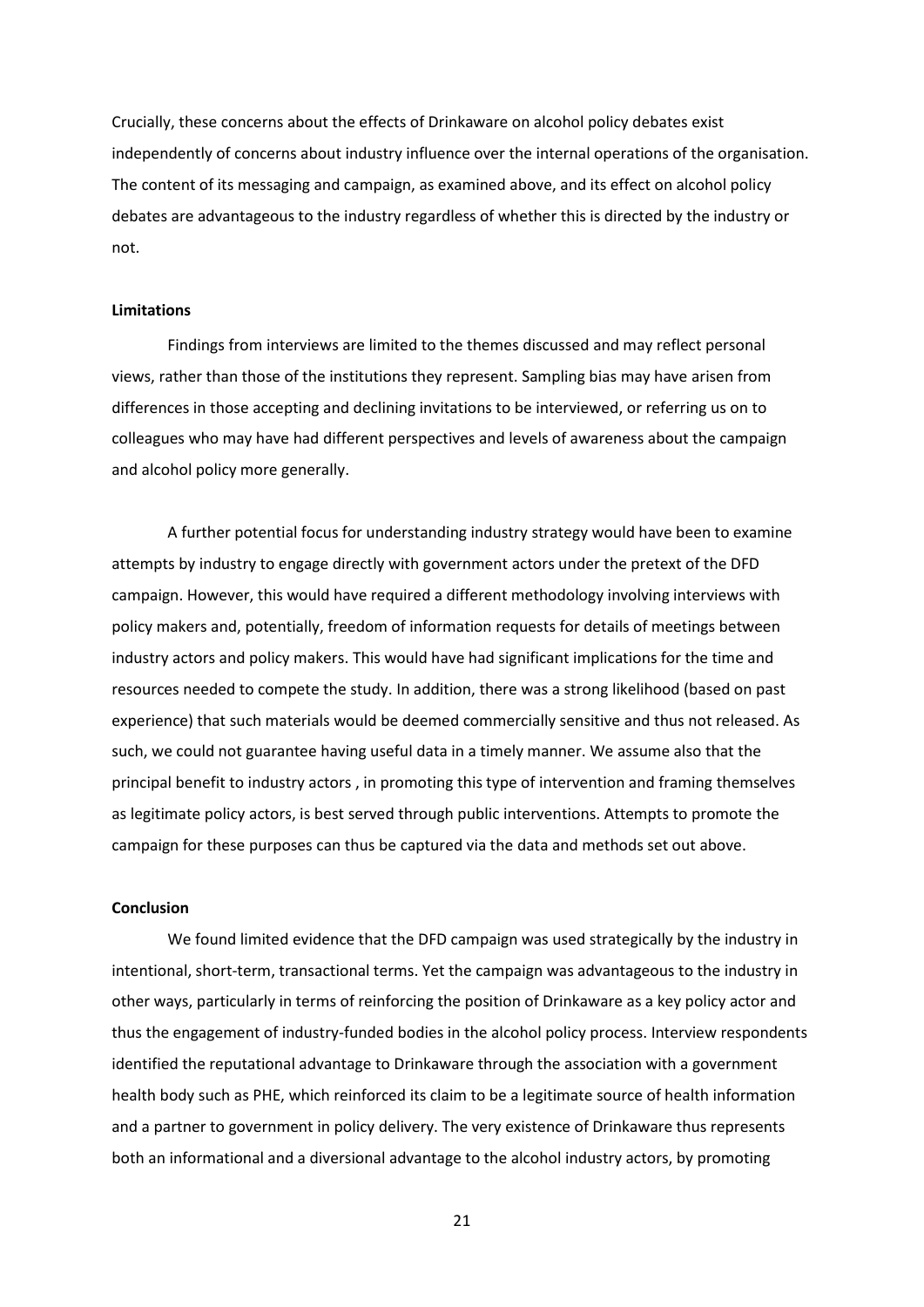Crucially, these concerns about the effects of Drinkaware on alcohol policy debates exist independently of concerns about industry influence over the internal operations of the organisation. The content of its messaging and campaign, as examined above, and its effect on alcohol policy debates are advantageous to the industry regardless of whether this is directed by the industry or not.

**Limitations**

Findings from interviews are limited to the themes discussed and may reflect personal views, rather than those of the institutions they represent. Sampling bias may have arisen from differences in those accepting and declining invitations to be interviewed, or referring us on to colleagues who may have had different perspectives and levels of awareness about the campaign and alcohol policy more generally.

A further potential focus for understanding industry strategy would have been to examine attempts by industry to engage directly with government actors under the pretext of the DFD campaign. However, this would have required a different methodology involving interviews with policy makers and, potentially, freedom of information requests for details of meetings between industry actors and policy makers. This would have had significant implications for the time and resources needed to compete the study. In addition, there was a strong likelihood (based on past experience) that such materials would be deemed commercially sensitive and thus not released. As such, we could not guarantee having useful data in a timely manner. We assume also that the principal benefit to industry actors , in promoting this type of intervention and framing themselves as legitimate policy actors, is best served through public interventions. Attempts to promote the campaign for these purposes can thus be captured via the data and methods set out above.

**Conclusion**

We found limited evidence that the DFD campaign was used strategically by the industry in intentional, short-term, transactional terms. Yet the campaign was advantageous to the industry in other ways, particularly in terms of reinforcing the position of Drinkaware as a key policy actor and thus the engagement of industry-funded bodies in the alcohol policy process. Interview respondents identified the reputational advantage to Drinkaware through the association with a government health body such as PHE, which reinforced its claim to be a legitimate source of health information and a partner to government in policy delivery. The very existence of Drinkaware thus represents both an informational and a diversional advantage to the alcohol industry actors, by promoting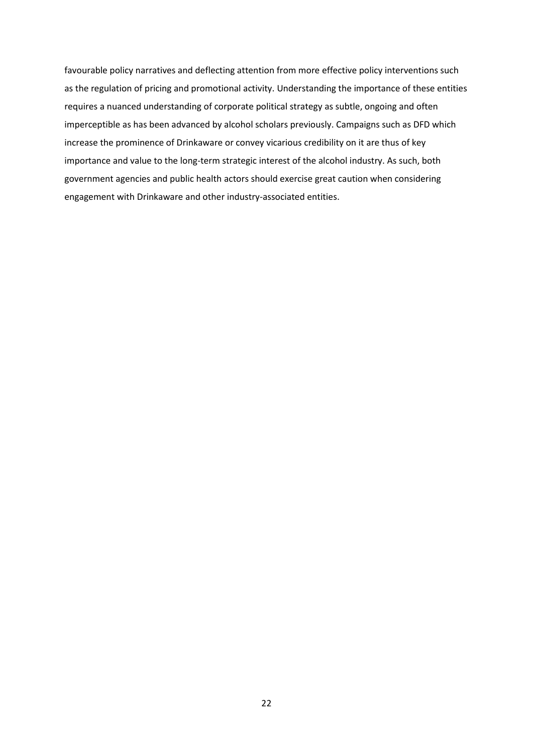favourable policy narratives and deflecting attention from more effective policy interventions such as the regulation of pricing and promotional activity. Understanding the importance of these entities requires a nuanced understanding of corporate political strategy as subtle, ongoing and often imperceptible as has been advanced by alcohol scholars previously. Campaigns such as DFD which increase the prominence of Drinkaware or convey vicarious credibility on it are thus of key importance and value to the long-term strategic interest of the alcohol industry. As such, both government agencies and public health actors should exercise great caution when considering engagement with Drinkaware and other industry-associated entities.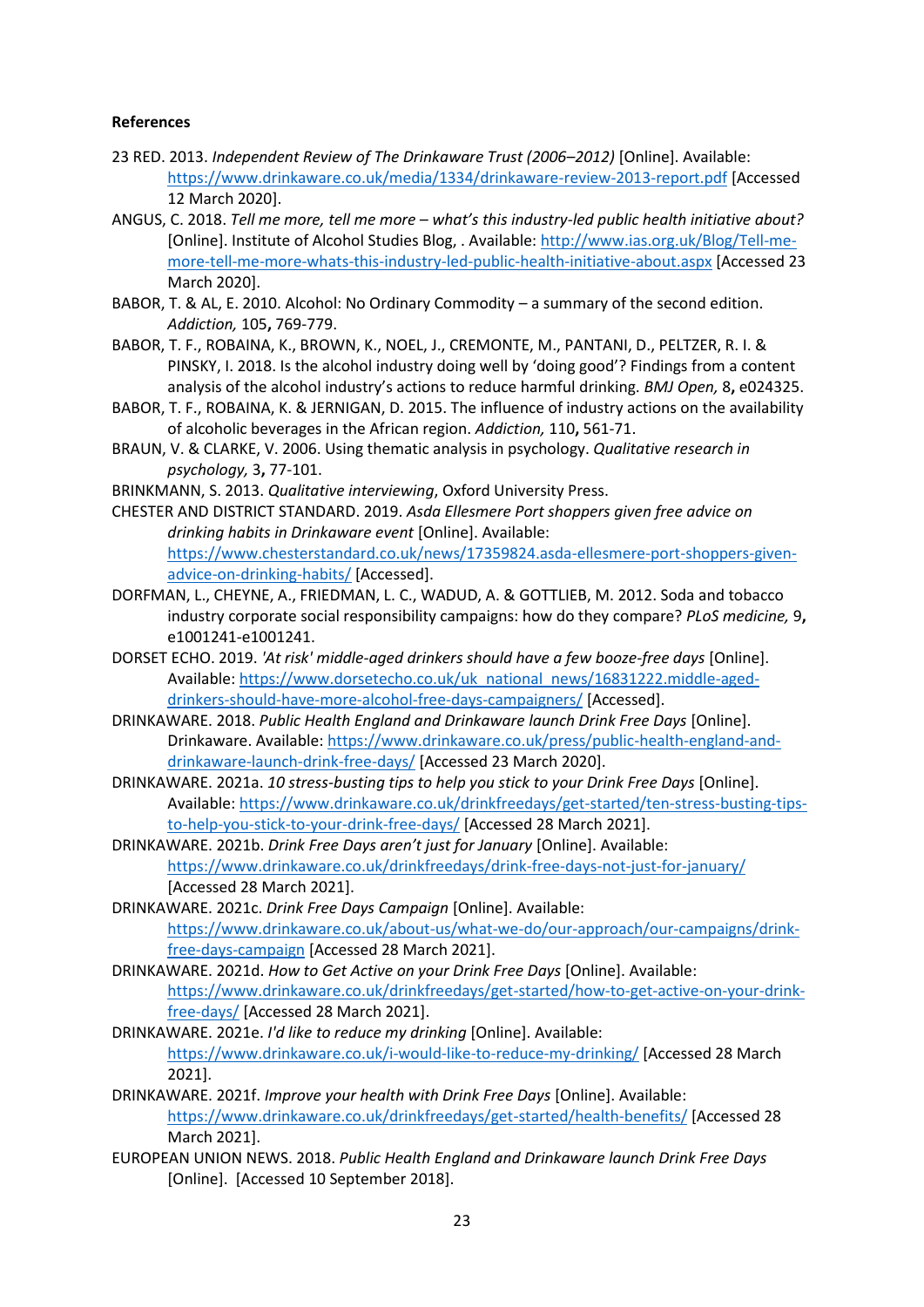**References**

23 RED. 2013. *Independent Review of The Drinkaware Trust (2006–2012)* [Online]. Available: https://www.drinkaware.co.uk/media/1334/drinkaware-review-2013-report.pdf [Accessed 12 March 2020].

ANGUS, C. 2018. *Tell me more, tell me more – what's this industry-led public health initiative about?* [Online]. Institute of Alcohol Studies Blog, . Available: http://www.ias.org.uk/Blog/Tell-me-more-tell-me-more-whats-this-industry-led-public-health-initiative-about.aspx [Accessed 23 March 2020].

BABOR, T. & AL, E. 2010. Alcohol: No Ordinary Commodity – a summary of the second edition. *Addiction,* 105**,** 769-779.

BABOR, T. F., ROBAINA, K., BROWN, K., NOEL, J., CREMONTE, M., PANTANI, D., PELTZER, R. I. & PINSKY, I. 2018. Is the alcohol industry doing well by 'doing good'? Findings from a content analysis of the alcohol industry's actions to reduce harmful drinking. *BMJ Open,* 8**,** e024325.

BABOR, T. F., ROBAINA, K. & JERNIGAN, D. 2015. The influence of industry actions on the availability of alcoholic beverages in the African region. *Addiction,* 110**,** 561-71.

BRAUN, V. & CLARKE, V. 2006. Using thematic analysis in psychology. *Qualitative research in psychology,* 3**,** 77-101.

BRINKMANN, S. 2013. *Qualitative interviewing*, Oxford University Press.

CHESTER AND DISTRICT STANDARD. 2019. *Asda Ellesmere Port shoppers given free advice on drinking habits in Drinkaware event* [Online]. Available: https://www.chesterstandard.co.uk/news/17359824.asda-ellesmere-port-shoppers-given-advice-on-drinking-habits/ [Accessed].

DORFMAN, L., CHEYNE, A., FRIEDMAN, L. C., WADUD, A. & GOTTLIEB, M. 2012. Soda and tobacco industry corporate social responsibility campaigns: how do they compare? *PLoS medicine,* 9**,** e1001241-e1001241.

DORSET ECHO. 2019. *'At risk' middle-aged drinkers should have a few booze-free days* [Online]. Available: https://www.dorsetecho.co.uk/uk_national_news/16831222.middle-aged-drinkers-should-have-more-alcohol-free-days-campaigners/ [Accessed].

DRINKAWARE. 2018. *Public Health England and Drinkaware launch Drink Free Days* [Online]. Drinkaware. Available: https://www.drinkaware.co.uk/press/public-health-england-and-drinkaware-launch-drink-free-days/ [Accessed 23 March 2020].

DRINKAWARE. 2021a. *10 stress-busting tips to help you stick to your Drink Free Days* [Online]. Available: https://www.drinkaware.co.uk/drinkfreedays/get-started/ten-stress-busting-tips-to-help-you-stick-to-your-drink-free-days/ [Accessed 28 March 2021].

DRINKAWARE. 2021b. *Drink Free Days aren't just for January* [Online]. Available: https://www.drinkaware.co.uk/drinkfreedays/drink-free-days-not-just-for-january/ [Accessed 28 March 2021].

DRINKAWARE. 2021c. *Drink Free Days Campaign* [Online]. Available: https://www.drinkaware.co.uk/about-us/what-we-do/our-approach/our-campaigns/drink-free-days-campaign [Accessed 28 March 2021].

DRINKAWARE. 2021d. *How to Get Active on your Drink Free Days* [Online]. Available: https://www.drinkaware.co.uk/drinkfreedays/get-started/how-to-get-active-on-your-drink-free-days/ [Accessed 28 March 2021].

DRINKAWARE. 2021e. *I'd like to reduce my drinking* [Online]. Available: https://www.drinkaware.co.uk/i-would-like-to-reduce-my-drinking/ [Accessed 28 March 2021].

DRINKAWARE. 2021f. *Improve your health with Drink Free Days* [Online]. Available: https://www.drinkaware.co.uk/drinkfreedays/get-started/health-benefits/ [Accessed 28 March 2021].

EUROPEAN UNION NEWS. 2018. *Public Health England and Drinkaware launch Drink Free Days* [Online]. [Accessed 10 September 2018].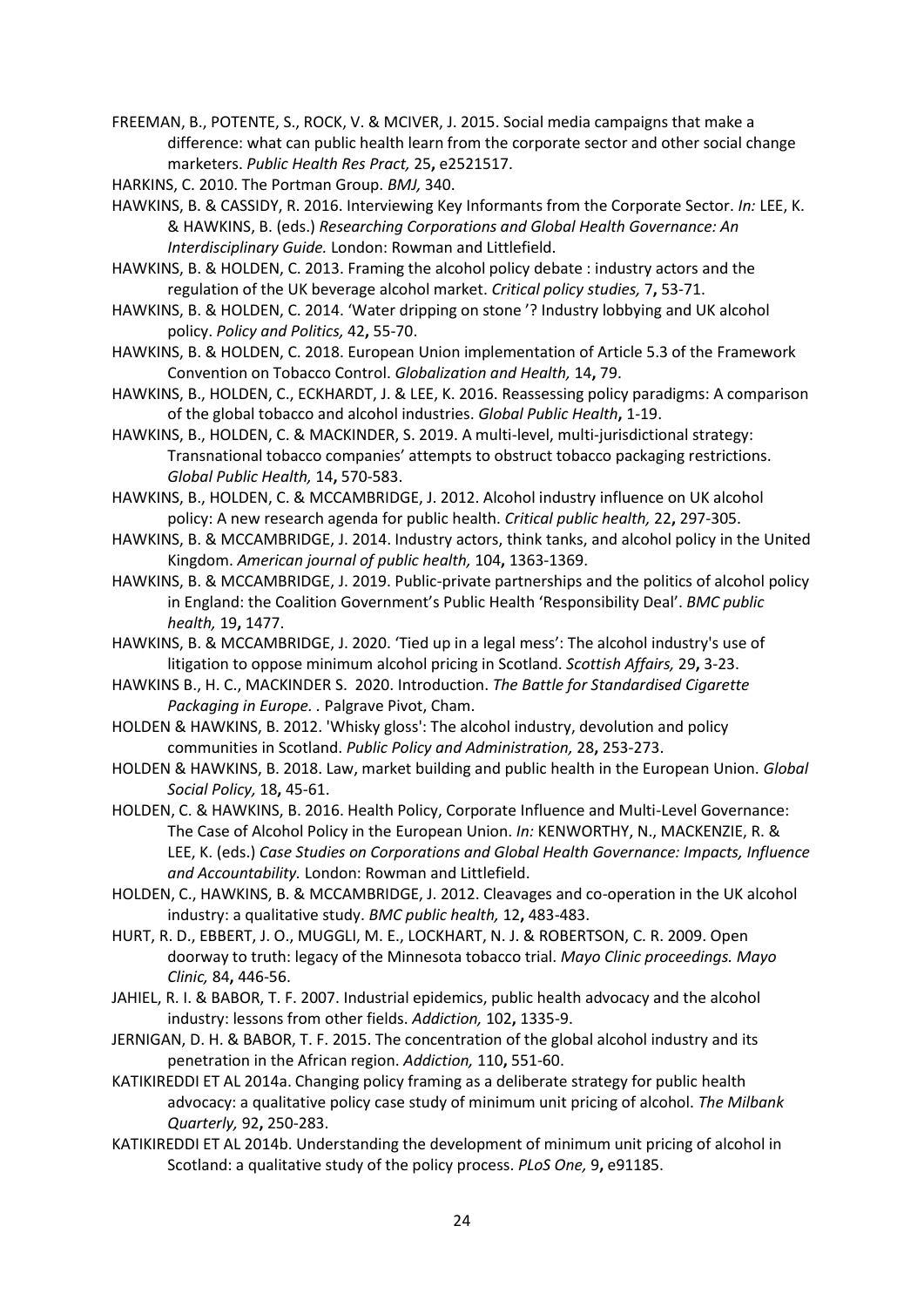FREEMAN, B., POTENTE, S., ROCK, V. & MCIVER, J. 2015. Social media campaigns that make a difference: what can public health learn from the corporate sector and other social change marketers. *Public Health Res Pract,* 25**,** e2521517.

HARKINS, C. 2010. The Portman Group. *BMJ,* 340.

HAWKINS, B. & CASSIDY, R. 2016. Interviewing Key Informants from the Corporate Sector. *In:* LEE, K. & HAWKINS, B. (eds.) *Researching Corporations and Global Health Governance: An Interdisciplinary Guide.* London: Rowman and Littlefield.

HAWKINS, B. & HOLDEN, C. 2013. Framing the alcohol policy debate : industry actors and the regulation of the UK beverage alcohol market. *Critical policy studies,* 7**,** 53-71.

HAWKINS, B. & HOLDEN, C. 2014. 'Water dripping on stone '? Industry lobbying and UK alcohol policy. *Policy and Politics,* 42**,** 55-70.

HAWKINS, B. & HOLDEN, C. 2018. European Union implementation of Article 5.3 of the Framework Convention on Tobacco Control. *Globalization and Health,* 14**,** 79.

HAWKINS, B., HOLDEN, C., ECKHARDT, J. & LEE, K. 2016. Reassessing policy paradigms: A comparison of the global tobacco and alcohol industries. *Global Public Health***,** 1-19.

HAWKINS, B., HOLDEN, C. & MACKINDER, S. 2019. A multi-level, multi-jurisdictional strategy: Transnational tobacco companies' attempts to obstruct tobacco packaging restrictions. *Global Public Health,* 14**,** 570-583.

HAWKINS, B., HOLDEN, C. & MCCAMBRIDGE, J. 2012. Alcohol industry influence on UK alcohol policy: A new research agenda for public health. *Critical public health,* 22**,** 297-305.

HAWKINS, B. & MCCAMBRIDGE, J. 2014. Industry actors, think tanks, and alcohol policy in the United Kingdom. *American journal of public health,* 104**,** 1363-1369.

HAWKINS, B. & MCCAMBRIDGE, J. 2019. Public-private partnerships and the politics of alcohol policy in England: the Coalition Government's Public Health 'Responsibility Deal'. *BMC public health,* 19**,** 1477.

HAWKINS, B. & MCCAMBRIDGE, J. 2020. 'Tied up in a legal mess': The alcohol industry's use of litigation to oppose minimum alcohol pricing in Scotland. *Scottish Affairs,* 29**,** 3-23.

HAWKINS B., H. C., MACKINDER S. 2020. Introduction. *The Battle for Standardised Cigarette Packaging in Europe.* . Palgrave Pivot, Cham.

HOLDEN & HAWKINS, B. 2012. 'Whisky gloss': The alcohol industry, devolution and policy communities in Scotland. *Public Policy and Administration,* 28**,** 253-273.

HOLDEN & HAWKINS, B. 2018. Law, market building and public health in the European Union. *Global Social Policy,* 18**,** 45-61.

HOLDEN, C. & HAWKINS, B. 2016. Health Policy, Corporate Influence and Multi-Level Governance: The Case of Alcohol Policy in the European Union. *In:* KENWORTHY, N., MACKENZIE, R. & LEE, K. (eds.) *Case Studies on Corporations and Global Health Governance: Impacts, Influence and Accountability.* London: Rowman and Littlefield.

HOLDEN, C., HAWKINS, B. & MCCAMBRIDGE, J. 2012. Cleavages and co-operation in the UK alcohol industry: a qualitative study. *BMC public health,* 12**,** 483-483.

HURT, R. D., EBBERT, J. O., MUGGLI, M. E., LOCKHART, N. J. & ROBERTSON, C. R. 2009. Open doorway to truth: legacy of the Minnesota tobacco trial. *Mayo Clinic proceedings. Mayo Clinic,* 84**,** 446-56.

JAHIEL, R. I. & BABOR, T. F. 2007. Industrial epidemics, public health advocacy and the alcohol industry: lessons from other fields. *Addiction,* 102**,** 1335-9.

JERNIGAN, D. H. & BABOR, T. F. 2015. The concentration of the global alcohol industry and its penetration in the African region. *Addiction,* 110**,** 551-60.

KATIKIREDDI ET AL 2014a. Changing policy framing as a deliberate strategy for public health advocacy: a qualitative policy case study of minimum unit pricing of alcohol. *The Milbank Quarterly,* 92**,** 250-283.

KATIKIREDDI ET AL 2014b. Understanding the development of minimum unit pricing of alcohol in Scotland: a qualitative study of the policy process. *PLoS One,* 9**,** e91185.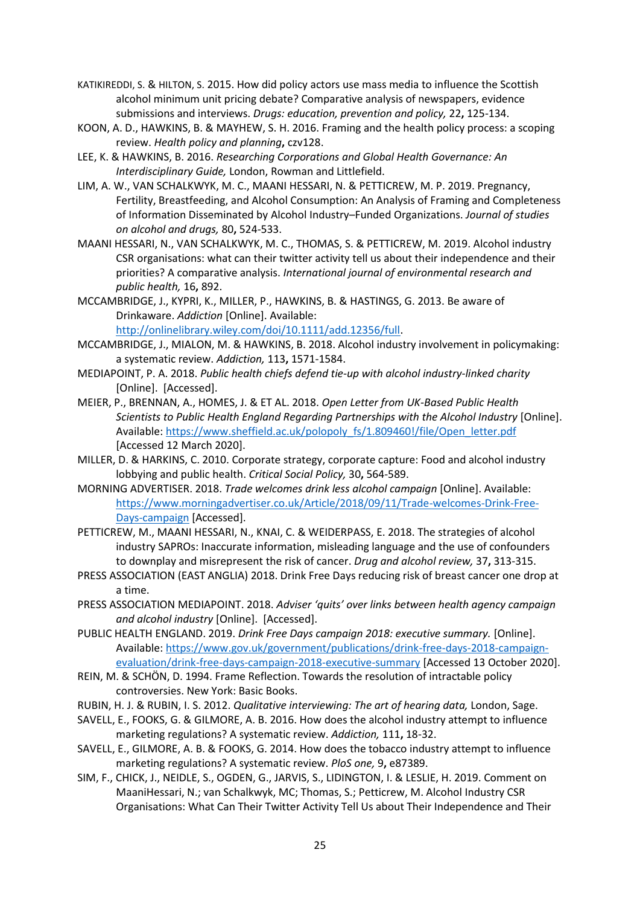KATIKIREDDI, S. & HILTON, S. 2015. How did policy actors use mass media to influence the Scottish alcohol minimum unit pricing debate? Comparative analysis of newspapers, evidence submissions and interviews. *Drugs: education, prevention and policy,* 22**,** 125-134.

KOON, A. D., HAWKINS, B. & MAYHEW, S. H. 2016. Framing and the health policy process: a scoping review. *Health policy and planning***,** czv128.

LEE, K. & HAWKINS, B. 2016. *Researching Corporations and Global Health Governance: An Interdisciplinary Guide,* London, Rowman and Littlefield.

LIM, A. W., VAN SCHALKWYK, M. C., MAANI HESSARI, N. & PETTICREW, M. P. 2019. Pregnancy, Fertility, Breastfeeding, and Alcohol Consumption: An Analysis of Framing and Completeness of Information Disseminated by Alcohol Industry–Funded Organizations. *Journal of studies on alcohol and drugs,* 80**,** 524-533.

MAANI HESSARI, N., VAN SCHALKWYK, M. C., THOMAS, S. & PETTICREW, M. 2019. Alcohol industry CSR organisations: what can their twitter activity tell us about their independence and their priorities? A comparative analysis. *International journal of environmental research and public health,* 16**,** 892.

MCCAMBRIDGE, J., KYPRI, K., MILLER, P., HAWKINS, B. & HASTINGS, G. 2013. Be aware of Drinkaware. *Addiction* [Online]. Available: http://onlinelibrary.wiley.com/doi/10.1111/add.12356/full.

MCCAMBRIDGE, J., MIALON, M. & HAWKINS, B. 2018. Alcohol industry involvement in policymaking: a systematic review. *Addiction,* 113**,** 1571-1584.

MEDIAPOINT, P. A. 2018. *Public health chiefs defend tie-up with alcohol industry-linked charity* [Online]. [Accessed].

MEIER, P., BRENNAN, A., HOMES, J. & ET AL. 2018. *Open Letter from UK-Based Public Health Scientists to Public Health England Regarding Partnerships with the Alcohol Industry* [Online]. Available: https://www.sheffield.ac.uk/polopoly_fs/1.809460!/file/Open_letter.pdf [Accessed 12 March 2020].

MILLER, D. & HARKINS, C. 2010. Corporate strategy, corporate capture: Food and alcohol industry lobbying and public health. *Critical Social Policy,* 30**,** 564-589.

MORNING ADVERTISER. 2018. *Trade welcomes drink less alcohol campaign* [Online]. Available: https://www.morningadvertiser.co.uk/Article/2018/09/11/Trade-welcomes-Drink-Free-Days-campaign [Accessed].

PETTICREW, M., MAANI HESSARI, N., KNAI, C. & WEIDERPASS, E. 2018. The strategies of alcohol industry SAPROs: Inaccurate information, misleading language and the use of confounders to downplay and misrepresent the risk of cancer. *Drug and alcohol review,* 37**,** 313-315.

PRESS ASSOCIATION (EAST ANGLIA) 2018. Drink Free Days reducing risk of breast cancer one drop at a time.

PRESS ASSOCIATION MEDIAPOINT. 2018. *Adviser 'quits' over links between health agency campaign and alcohol industry* [Online]. [Accessed].

PUBLIC HEALTH ENGLAND. 2019. *Drink Free Days campaign 2018: executive summary.* [Online]. Available: https://www.gov.uk/government/publications/drink-free-days-2018-campaign-evaluation/drink-free-days-campaign-2018-executive-summary [Accessed 13 October 2020].

REIN, M. & SCHÖN, D. 1994. Frame Reflection. Towards the resolution of intractable policy controversies. New York: Basic Books.

RUBIN, H. J. & RUBIN, I. S. 2012. *Qualitative interviewing: The art of hearing data,* London, Sage.

SAVELL, E., FOOKS, G. & GILMORE, A. B. 2016. How does the alcohol industry attempt to influence marketing regulations? A systematic review. *Addiction,* 111**,** 18-32.

SAVELL, E., GILMORE, A. B. & FOOKS, G. 2014. How does the tobacco industry attempt to influence marketing regulations? A systematic review. *PloS one,* 9**,** e87389.

SIM, F., CHICK, J., NEIDLE, S., OGDEN, G., JARVIS, S., LIDINGTON, I. & LESLIE, H. 2019. Comment on MaaniHessari, N.; van Schalkwyk, MC; Thomas, S.; Petticrew, M. Alcohol Industry CSR Organisations: What Can Their Twitter Activity Tell Us about Their Independence and Their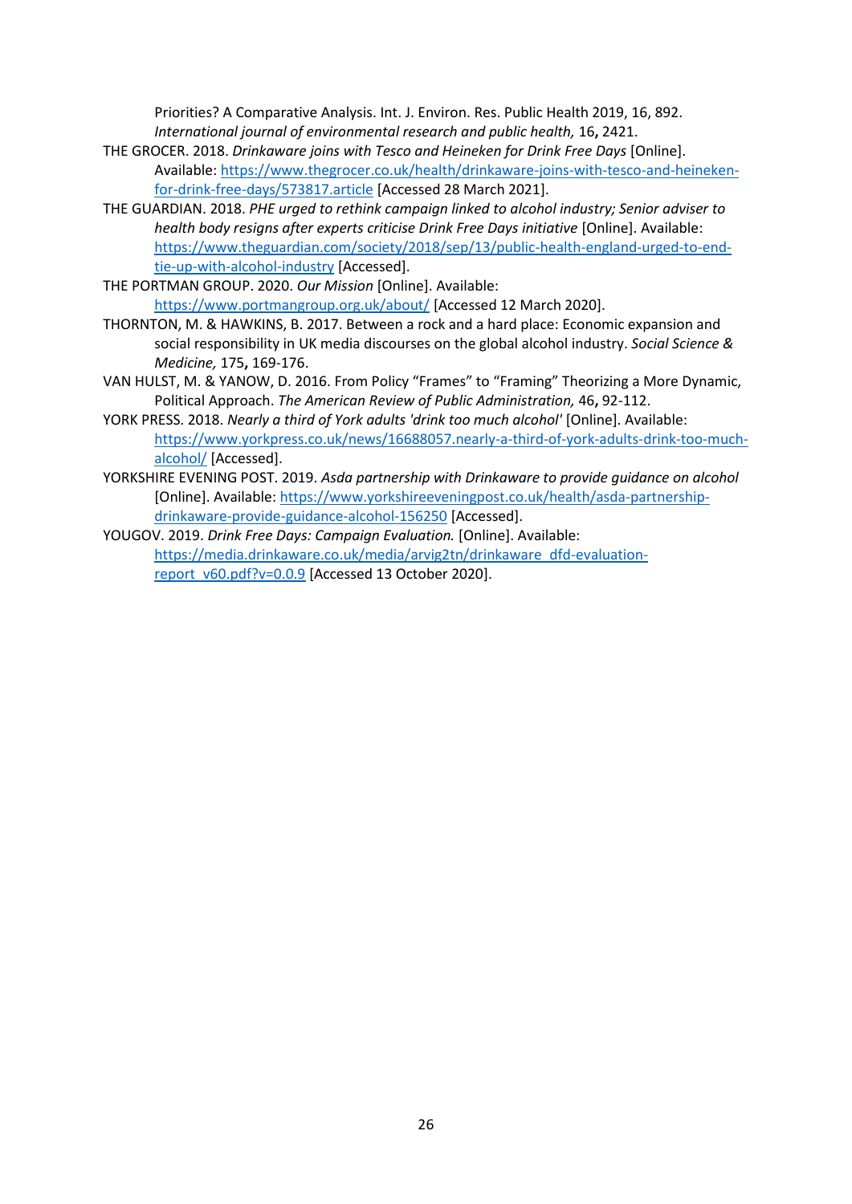Priorities? A Comparative Analysis. Int. J. Environ. Res. Public Health 2019, 16, 892. *International journal of environmental research and public health,* 16**,** 2421.

THE GROCER. 2018. *Drinkaware joins with Tesco and Heineken for Drink Free Days* [Online]. Available: https://www.thegrocer.co.uk/health/drinkaware-joins-with-tesco-and-heineken-for-drink-free-days/573817.article [Accessed 28 March 2021].

THE GUARDIAN. 2018. *PHE urged to rethink campaign linked to alcohol industry; Senior adviser to health body resigns after experts criticise Drink Free Days initiative* [Online]. Available: https://www.theguardian.com/society/2018/sep/13/public-health-england-urged-to-end-tie-up-with-alcohol-industry [Accessed].

THE PORTMAN GROUP. 2020. *Our Mission* [Online]. Available: https://www.portmangroup.org.uk/about/ [Accessed 12 March 2020].

THORNTON, M. & HAWKINS, B. 2017. Between a rock and a hard place: Economic expansion and social responsibility in UK media discourses on the global alcohol industry. *Social Science & Medicine,* 175**,** 169-176.

VAN HULST, M. & YANOW, D. 2016. From Policy "Frames" to "Framing" Theorizing a More Dynamic, Political Approach. *The American Review of Public Administration,* 46**,** 92-112.

YORK PRESS. 2018. *Nearly a third of York adults 'drink too much alcohol'* [Online]. Available: https://www.yorkpress.co.uk/news/16688057.nearly-a-third-of-york-adults-drink-too-much-alcohol/ [Accessed].

YORKSHIRE EVENING POST. 2019. *Asda partnership with Drinkaware to provide guidance on alcohol* [Online]. Available: https://www.yorkshireeveningpost.co.uk/health/asda-partnership-drinkaware-provide-guidance-alcohol-156250 [Accessed].

YOUGOV. 2019. *Drink Free Days: Campaign Evaluation.* [Online]. Available: https://media.drinkaware.co.uk/media/arvig2tn/drinkaware_dfd-evaluation-report_v60.pdf?v=0.0.9 [Accessed 13 October 2020].